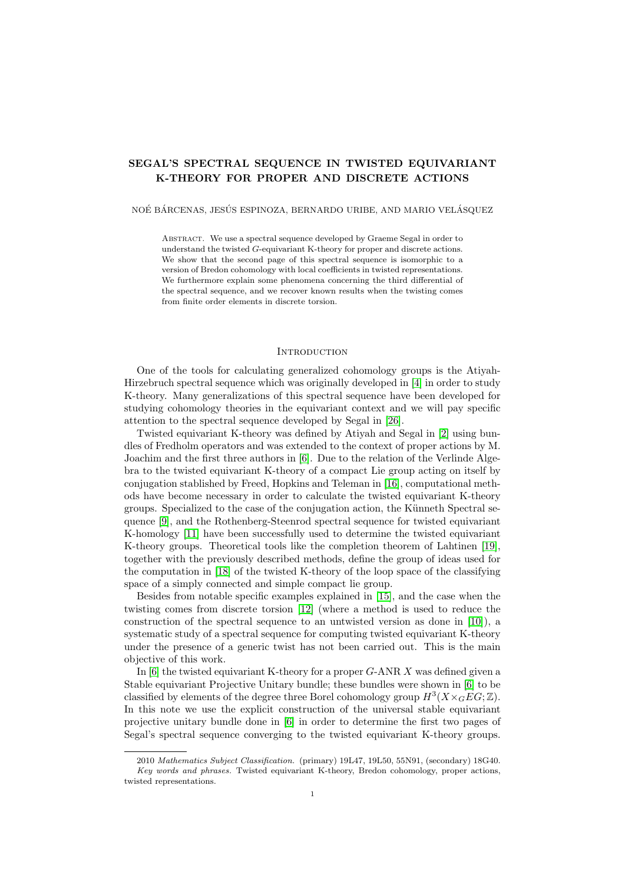# SEGAL'S SPECTRAL SEQUENCE IN TWISTED EQUIVARIANT K-THEORY FOR PROPER AND DISCRETE ACTIONS

NOÉ BÁRCENAS, JESÚS ESPINOZA, BERNARDO URIBE, AND MARIO VELÁSQUEZ

Abstract. We use a spectral sequence developed by Graeme Segal in order to understand the twisted $G$-equivariant K-theory for proper and discrete actions. We show that the second page of this spectral sequence is isomorphic to a version of Bredon cohomology with local coefficients in twisted representations. We furthermore explain some phenomena concerning the third differential of the spectral sequence, and we recover known results when the twisting comes from finite order elements in discrete torsion.

## Introduction

One of the tools for calculating generalized cohomology groups is the Atiyah-Hirzebruch spectral sequence which was originally developed in [4] in order to study K-theory. Many generalizations of this spectral sequence have been developed for studying cohomology theories in the equivariant context and we will pay specific attention to the spectral sequence developed by Segal in [26].

Twisted equivariant K-theory was defined by Atiyah and Segal in [2] using bundles of Fredholm operators and was extended to the context of proper actions by M. Joachim and the first three authors in [6]. Due to the relation of the Verlinde Algebra to the twisted equivariant K-theory of a compact Lie group acting on itself by conjugation stablished by Freed, Hopkins and Teleman in [16], computational methods have become necessary in order to calculate the twisted equivariant K-theory groups. Specialized to the case of the conjugation action, the Künneth Spectral sequence [9], and the Rothenberg-Steenrod spectral sequence for twisted equivariant K-homology [11] have been successfully used to determine the twisted equivariant K-theory groups. Theoretical tools like the completion theorem of Lahtinen [19], together with the previously described methods, define the group of ideas used for the computation in [18] of the twisted K-theory of the loop space of the classifying space of a simply connected and simple compact lie group.

Besides from notable specific examples explained in [15], and the case when the twisting comes from discrete torsion [12] (where a method is used to reduce the construction of the spectral sequence to an untwisted version as done in [10]), a systematic study of a spectral sequence for computing twisted equivariant K-theory under the presence of a generic twist has not been carried out. This is the main objective of this work.

In [6] the twisted equivariant K-theory for a proper $G$-ANR $X$ was defined given a Stable equivariant Projective Unitary bundle; these bundles were shown in [6] to be classified by elements of the degree three Borel cohomology group $H^3(X \times_G EG; \mathbb{Z})$. In this note we use the explicit construction of the universal stable equivariant projective unitary bundle done in [6] in order to determine the first two pages of Segal's spectral sequence converging to the twisted equivariant K-theory groups.

2010 *Mathematics Subject Classification.* (primary) 19L47, 19L50, 55N91, (secondary) 18G40.

*Key words and phrases.* Twisted equivariant K-theory, Bredon cohomology, proper actions, twisted representations.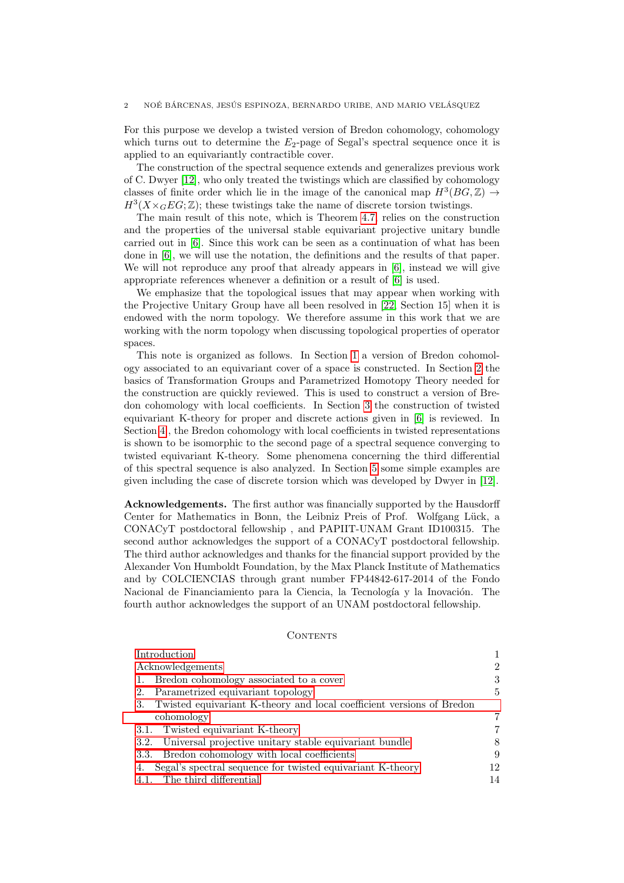For this purpose we develop a twisted version of Bredon cohomology, cohomology which turns out to determine the $E_2$-page of Segal's spectral sequence once it is applied to an equivariantly contractible cover.

The construction of the spectral sequence extends and generalizes previous work of C. Dwyer [12], who only treated the twistings which are classified by cohomology classes of finite order which lie in the image of the canonical map $H^3(BG,\mathbb{Z}) \to H^3(X\times_G EG;\mathbb{Z})$; these twistings take the name of discrete torsion twistings.

The main result of this note, which is Theorem 4.7, relies on the construction and the properties of the universal stable equivariant projective unitary bundle carried out in [6]. Since this work can be seen as a continuation of what has been done in [6], we will use the notation, the definitions and the results of that paper. We will not reproduce any proof that already appears in [6], instead we will give appropriate references whenever a definition or a result of [6] is used.

We emphasize that the topological issues that may appear when working with the Projective Unitary Group have all been resolved in [22, Section 15] when it is endowed with the norm topology. We therefore assume in this work that we are working with the norm topology when discussing topological properties of operator spaces.

This note is organized as follows. In Section 1 a version of Bredon cohomology associated to an equivariant cover of a space is constructed. In Section 2 the basics of Transformation Groups and Parametrized Homotopy Theory needed for the construction are quickly reviewed. This is used to construct a version of Bredon cohomology with local coefficients. In Section 3 the construction of twisted equivariant K-theory for proper and discrete actions given in [6] is reviewed. In Section 4, the Bredon cohomology with local coefficients in twisted representations is shown to be isomorphic to the second page of a spectral sequence converging to twisted equivariant K-theory. Some phenomena concerning the third differential of this spectral sequence is also analyzed. In Section 5 some simple examples are given including the case of discrete torsion which was developed by Dwyer in [12].

**Acknowledgements.** The first author was financially supported by the Hausdorff Center for Mathematics in Bonn, the Leibniz Preis of Prof. Wolfgang Lück, a CONACyT postdoctoral fellowship , and PAPIIT-UNAM Grant ID100315. The second author acknowledges the support of a CONACyT postdoctoral fellowship. The third author acknowledges and thanks for the financial support provided by the Alexander Von Humboldt Foundation, by the Max Planck Institute of Mathematics and by COLCIENCIAS through grant number FP44842-617-2014 of the Fondo Nacional de Financiamiento para la Ciencia, la Tecnología y la Inovación. The fourth author acknowledges the support of an UNAM postdoctoral fellowship.

## Contents

- Introduction 1
- Acknowledgements 2
- 1. Bredon cohomology associated to a cover 3
- 2. Parametrized equivariant topology 5
- 3. Twisted equivariant K-theory and local coefficient versions of Bredon cohomology 7
  - 3.1. Twisted equivariant K-theory 7
  - 3.2. Universal projective unitary stable equivariant bundle 8
  - 3.3. Bredon cohomology with local coefficients 9
- 4. Segal's spectral sequence for twisted equivariant K-theory 12
  - 4.1. The third differential 14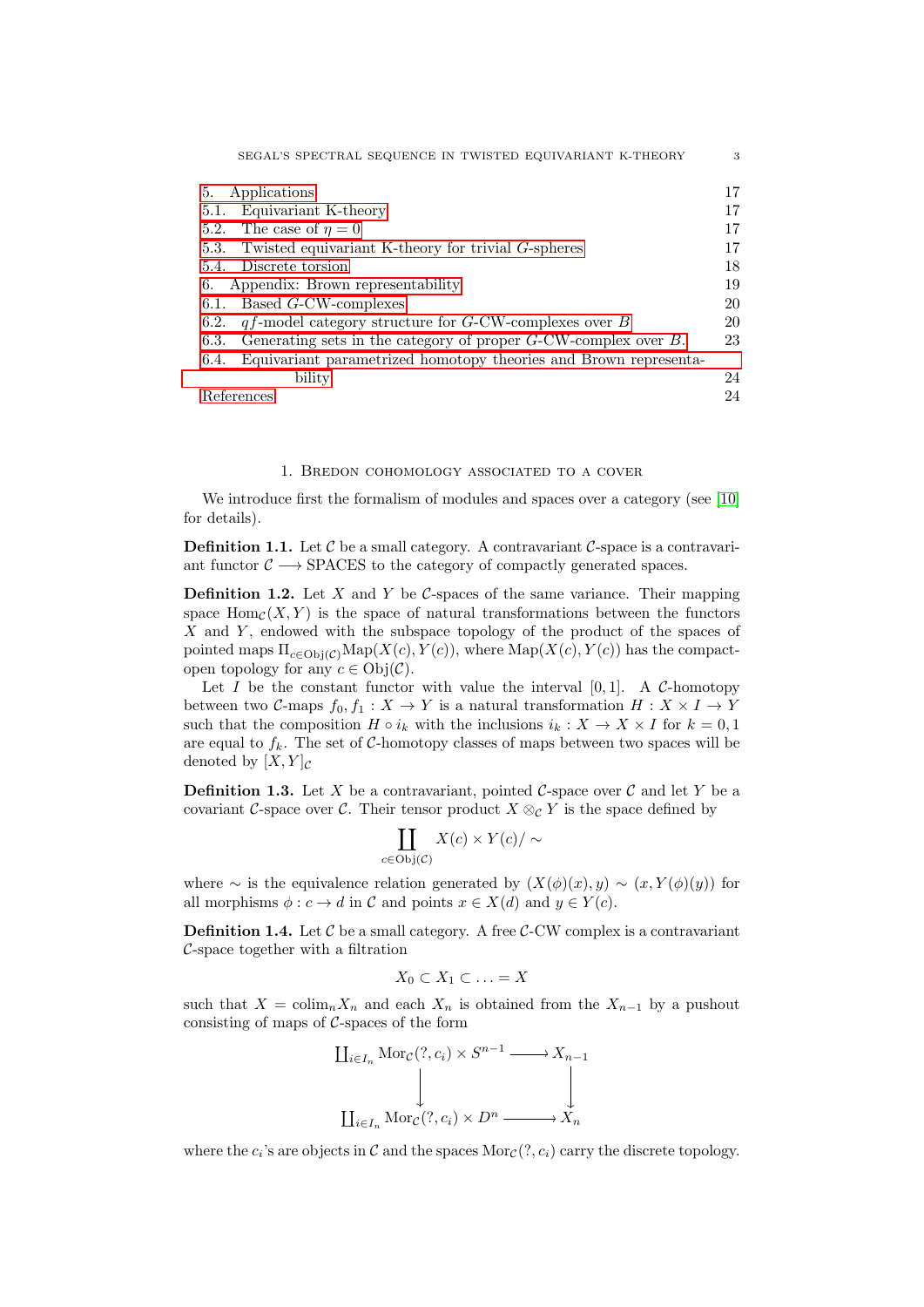| | |
|---|---|
| 5. Applications | 17 |
| 5.1. Equivariant K-theory | 17 |
| 5.2. The case of $\eta = 0$ | 17 |
| 5.3. Twisted equivariant K-theory for trivial $G$-spheres | 17 |
| 5.4. Discrete torsion | 18 |
| 6. Appendix: Brown representability | 19 |
| 6.1. Based $G$-CW-complexes | 20 |
| 6.2. $qf$-model category structure for $G$-CW-complexes over $B$ | 20 |
| 6.3. Generating sets in the category of proper $G$-CW-complex over $B$. | 23 |
| 6.4. Equivariant parametrized homotopy theories and Brown representability | 24 |
| References | 24 |

# 1. Bredon cohomology associated to a cover

We introduce first the formalism of modules and spaces over a category (see [10] for details).

**Definition 1.1.** Let $\mathcal{C}$ be a small category. A contravariant $\mathcal{C}$-space is a contravariant functor $\mathcal{C} \longrightarrow$ SPACES to the category of compactly generated spaces.

**Definition 1.2.** Let $X$ and $Y$ be $\mathcal{C}$-spaces of the same variance. Their mapping space $\mathrm{Hom}_{\mathcal{C}}(X, Y)$ is the space of natural transformations between the functors $X$ and $Y$, endowed with the subspace topology of the product of the spaces of pointed maps $\Pi_{c \in \mathrm{Obj}(\mathcal{C})} \mathrm{Map}(X(c), Y(c))$, where $\mathrm{Map}(X(c), Y(c))$ has the compact-open topology for any $c \in \mathrm{Obj}(\mathcal{C})$.

Let $I$ be the constant functor with value the interval $[0, 1]$. A $\mathcal{C}$-homotopy between two $\mathcal{C}$-maps $f_0, f_1 : X \to Y$ is a natural transformation $H : X \times I \to Y$ such that the composition $H \circ i_k$ with the inclusions $i_k : X \to X \times I$ for $k = 0, 1$ are equal to $f_k$. The set of $\mathcal{C}$-homotopy classes of maps between two spaces will be denoted by $[X, Y]_{\mathcal{C}}$

**Definition 1.3.** Let $X$ be a contravariant, pointed $\mathcal{C}$-space over $\mathcal{C}$ and let $Y$ be a covariant $\mathcal{C}$-space over $\mathcal{C}$. Their tensor product $X \otimes_{\mathcal{C}} Y$ is the space defined by

$$\coprod_{c \in \mathrm{Obj}(\mathcal{C})} X(c) \times Y(c) / \sim$$

where $\sim$ is the equivalence relation generated by $(X(\phi)(x), y) \sim (x, Y(\phi)(y))$ for all morphisms $\phi : c \to d$ in $\mathcal{C}$ and points $x \in X(d)$ and $y \in Y(c)$.

**Definition 1.4.** Let $\mathcal{C}$ be a small category. A free $\mathcal{C}$-CW complex is a contravariant $\mathcal{C}$-space together with a filtration

$$X_0 \subset X_1 \subset \ldots = X$$

such that $X = \mathrm{colim}_n X_n$ and each $X_n$ is obtained from the $X_{n-1}$ by a pushout consisting of maps of $\mathcal{C}$-spaces of the form

$$\begin{array}{ccc}
\coprod_{i \in I_n} \mathrm{Mor}_{\mathcal{C}}(?, c_i) \times S^{n-1} & \longrightarrow & X_{n-1} \\
\downarrow & & \downarrow \\
\coprod_{i \in I_n} \mathrm{Mor}_{\mathcal{C}}(?, c_i) \times D^n & \longrightarrow & X_n
\end{array}$$

where the $c_i$'s are objects in $\mathcal{C}$ and the spaces $\mathrm{Mor}_{\mathcal{C}}(?, c_i)$ carry the discrete topology.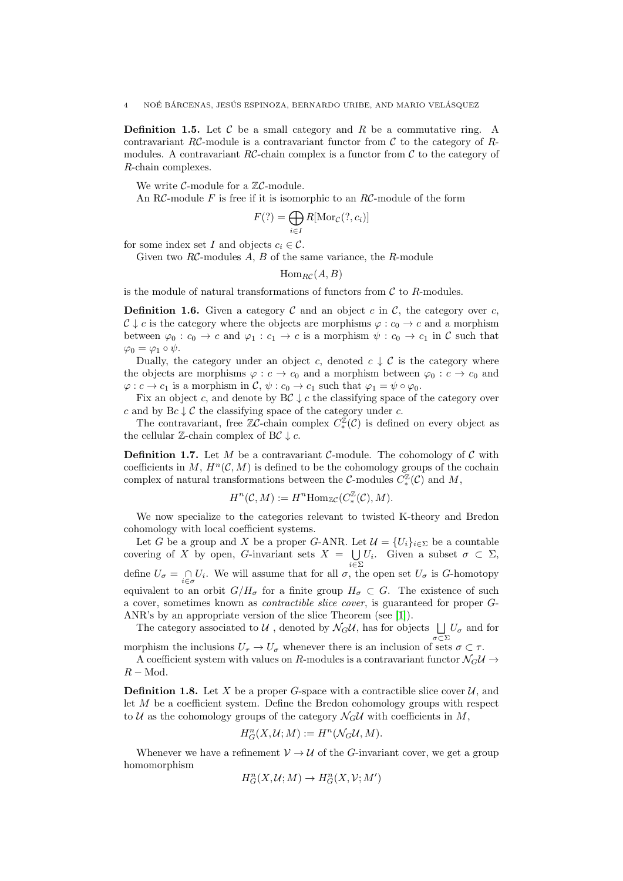**Definition 1.5.** Let $\mathcal{C}$ be a small category and $R$ be a commutative ring. A contravariant $R\mathcal{C}$-module is a contravariant functor from $\mathcal{C}$ to the category of $R$-modules. A contravariant $R\mathcal{C}$-chain complex is a functor from $\mathcal{C}$ to the category of $R$-chain complexes.

We write $\mathcal{C}$-module for a $\mathbb{Z}\mathcal{C}$-module.

An R$\mathcal{C}$-module $F$ is free if it is isomorphic to an $R\mathcal{C}$-module of the form

$$F(?) = \bigoplus_{i \in I} R[\mathrm{Mor}_{\mathcal{C}}(?, c_i)]$$

for some index set $I$ and objects $c_i \in \mathcal{C}$.

Given two $R\mathcal{C}$-modules $A$, $B$ of the same variance, the $R$-module

$$\mathrm{Hom}_{R\mathcal{C}}(A, B)$$

is the module of natural transformations of functors from $\mathcal{C}$ to $R$-modules.

**Definition 1.6.** Given a category $\mathcal{C}$ and an object $c$ in $\mathcal{C}$, the category over $c$, $\mathcal{C} \downarrow c$ is the category where the objects are morphisms $\varphi : c_0 \to c$ and a morphism between $\varphi_0 : c_0 \to c$ and $\varphi_1 : c_1 \to c$ is a morphism $\psi : c_0 \to c_1$ in $\mathcal{C}$ such that $\varphi_0 = \varphi_1 \circ \psi$.

Dually, the category under an object $c$, denoted $c \downarrow \mathcal{C}$ is the category where the objects are morphisms $\varphi : c \to c_0$ and a morphism between $\varphi_0 : c \to c_0$ and $\varphi : c \to c_1$ is a morphism in $\mathcal{C}$, $\psi : c_0 \to c_1$ such that $\varphi_1 = \psi \circ \varphi_0$.

Fix an object $c$, and denote by $\mathrm{B}\mathcal{C} \downarrow c$ the classifying space of the category over $c$ and by $\mathrm{B}c \downarrow \mathcal{C}$ the classifying space of the category under $c$.

The contravariant, free $\mathbb{Z}\mathcal{C}$-chain complex $C_*^{\mathbb{Z}}(\mathcal{C})$ is defined on every object as the cellular $\mathbb{Z}$-chain complex of $\mathrm{B}\mathcal{C} \downarrow c$.

**Definition 1.7.** Let $M$ be a contravariant $\mathcal{C}$-module. The cohomology of $\mathcal{C}$ with coefficients in $M$, $H^n(\mathcal{C}, M)$ is defined to be the cohomology groups of the cochain complex of natural transformations between the $\mathcal{C}$-modules $C_*^{\mathbb{Z}}(\mathcal{C})$ and $M$,

$$H^n(\mathcal{C}, M) := H^n \mathrm{Hom}_{\mathbb{Z}\mathcal{C}}(C_*^{\mathbb{Z}}(\mathcal{C}), M).$$

We now specialize to the categories relevant to twisted K-theory and Bredon cohomology with local coefficient systems.

Let $G$ be a group and $X$ be a proper $G$-ANR. Let $\mathcal{U} = \{U_i\}_{i \in \Sigma}$ be a countable covering of $X$ by open, $G$-invariant sets $X = \bigcup_{i \in \Sigma} U_i$. Given a subset $\sigma \subset \Sigma$, define $U_\sigma = \bigcap_{i \in \sigma} U_i$. We will assume that for all $\sigma$, the open set $U_\sigma$ is $G$-homotopy equivalent to an orbit $G/H_\sigma$ for a finite group $H_\sigma \subset G$. The existence of such a cover, sometimes known as *contractible slice cover*, is guaranteed for proper $G$-ANR's by an appropriate version of the slice Theorem (see [1]).

The category associated to $\mathcal{U}$ , denoted by $\mathcal{N}_G\mathcal{U}$, has for objects $\bigsqcup_{\sigma \subset \Sigma} U_\sigma$ and for morphism the inclusions $U_\tau \to U_\sigma$ whenever there is an inclusion of sets $\sigma \subset \tau$.

A coefficient system with values on $R$-modules is a contravariant functor $\mathcal{N}_G\mathcal{U} \to R - \mathrm{Mod}$.

**Definition 1.8.** Let $X$ be a proper $G$-space with a contractible slice cover $\mathcal{U}$, and let $M$ be a coefficient system. Define the Bredon cohomology groups with respect to $\mathcal{U}$ as the cohomology groups of the category $\mathcal{N}_G\mathcal{U}$ with coefficients in $M$,

$$H^n_G(X, \mathcal{U}; M) := H^n(\mathcal{N}_G\mathcal{U}, M).$$

Whenever we have a refinement $\mathcal{V} \to \mathcal{U}$ of the $G$-invariant cover, we get a group homomorphism

$$H^n_G(X, \mathcal{U}; M) \to H^n_G(X, \mathcal{V}; M')$$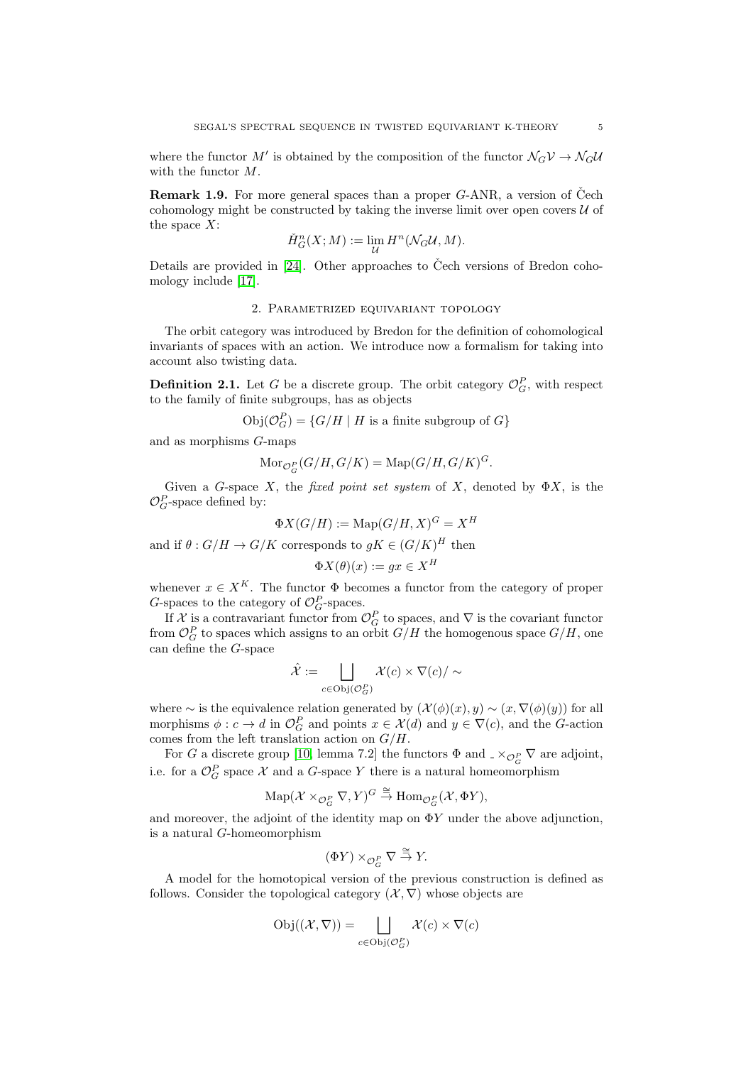where the functor $M'$ is obtained by the composition of the functor $\mathcal{N}_G\mathcal{V} \to \mathcal{N}_G\mathcal{U}$ with the functor $M$.

**Remark 1.9.** For more general spaces than a proper $G$-ANR, a version of Čech cohomology might be constructed by taking the inverse limit over open covers $\mathcal{U}$ of the space $X$:

$$\check{H}^n_G(X; M) := \lim_{\mathcal{U}} H^n(\mathcal{N}_G\mathcal{U}, M).$$

Details are provided in [24]. Other approaches to Čech versions of Bredon cohomology include [17].

## 2. Parametrized equivariant topology

The orbit category was introduced by Bredon for the definition of cohomological invariants of spaces with an action. We introduce now a formalism for taking into account also twisting data.

**Definition 2.1.** Let $G$ be a discrete group. The orbit category $\mathcal{O}^P_G$, with respect to the family of finite subgroups, has as objects

$$\mathrm{Obj}(\mathcal{O}^P_G) = \{G/H \mid H \text{ is a finite subgroup of } G\}$$

and as morphisms $G$-maps

$$\mathrm{Mor}_{\mathcal{O}^P_G}(G/H, G/K) = \mathrm{Map}(G/H, G/K)^G.$$

Given a $G$-space $X$, the *fixed point set system* of $X$, denoted by $\Phi X$, is the $\mathcal{O}^P_G$-space defined by:

$$\Phi X(G/H) := \mathrm{Map}(G/H, X)^G = X^H$$

and if $\theta : G/H \to G/K$ corresponds to $gK \in (G/K)^H$ then

$$\Phi X(\theta)(x) := gx \in X^H$$

whenever $x \in X^K$. The functor $\Phi$ becomes a functor from the category of proper $G$-spaces to the category of $\mathcal{O}^P_G$-spaces.

If $\mathcal{X}$ is a contravariant functor from $\mathcal{O}^P_G$ to spaces, and $\nabla$ is the covariant functor from $\mathcal{O}^P_G$ to spaces which assigns to an orbit $G/H$ the homogenous space $G/H$, one can define the $G$-space

$$\hat{\mathcal{X}} := \bigsqcup_{c \in \mathrm{Obj}(\mathcal{O}^P_G)} \mathcal{X}(c) \times \nabla(c)/\sim$$

where $\sim$ is the equivalence relation generated by $(\mathcal{X}(\phi)(x), y) \sim (x, \nabla(\phi)(y))$ for all morphisms $\phi : c \to d$ in $\mathcal{O}^P_G$ and points $x \in \mathcal{X}(d)$ and $y \in \nabla(c)$, and the $G$-action comes from the left translation action on $G/H$.

For $G$ a discrete group [10, lemma 7.2] the functors $\Phi$ and $\_ \times_{\mathcal{O}^P_G} \nabla$ are adjoint, i.e. for a $\mathcal{O}^P_G$ space $\mathcal{X}$ and a $G$-space $Y$ there is a natural homeomorphism

$$\mathrm{Map}(\mathcal{X} \times_{\mathcal{O}^P_G} \nabla, Y)^G \xrightarrow{\cong} \mathrm{Hom}_{\mathcal{O}^P_G}(\mathcal{X}, \Phi Y),$$

and moreover, the adjoint of the identity map on $\Phi Y$ under the above adjunction, is a natural $G$-homeomorphism

$$(\Phi Y) \times_{\mathcal{O}^P_G} \nabla \xrightarrow{\cong} Y.$$

A model for the homotopical version of the previous construction is defined as follows. Consider the topological category $(\mathcal{X}, \nabla)$ whose objects are

$$\mathrm{Obj}((\mathcal{X}, \nabla)) = \bigsqcup_{c \in \mathrm{Obj}(\mathcal{O}^P_G)} \mathcal{X}(c) \times \nabla(c)$$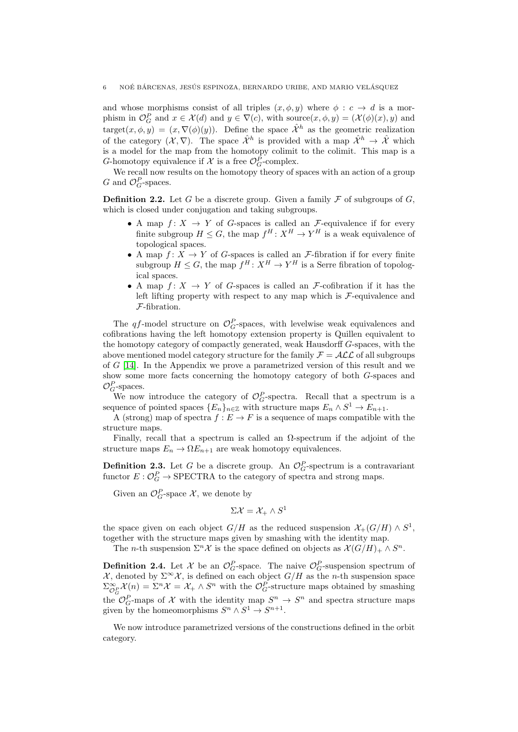and whose morphisms consist of all triples $(x, \phi, y)$ where $\phi : c \to d$ is a morphism in $\mathcal{O}_G^P$ and $x \in \mathcal{X}(d)$ and $y \in \nabla(c)$, with $\text{source}(x, \phi, y) = (\mathcal{X}(\phi)(x), y)$ and $\text{target}(x, \phi, y) = (x, \nabla(\phi)(y))$. Define the space $\hat{\mathcal{X}}^h$ as the geometric realization of the category $(\mathcal{X}, \nabla)$. The space $\hat{\mathcal{X}}^h$ is provided with a map $\hat{\mathcal{X}}^h \to \hat{\mathcal{X}}$ which is a model for the map from the homotopy colimit to the colimit. This map is a $G$-homotopy equivalence if $\mathcal{X}$ is a free $\mathcal{O}_G^P$-complex.

We recall now results on the homotopy theory of spaces with an action of a group $G$ and $\mathcal{O}_G^P$-spaces.

**Definition 2.2.** Let $G$ be a discrete group. Given a family $\mathcal{F}$ of subgroups of $G$, which is closed under conjugation and taking subgroups.

- A map $f\colon X \to Y$ of $G$-spaces is called an $\mathcal{F}$-equivalence if for every finite subgroup $H \leq G$, the map $f^H\colon X^H \to Y^H$ is a weak equivalence of topological spaces.
- A map $f\colon X \to Y$ of $G$-spaces is called an $\mathcal{F}$-fibration if for every finite subgroup $H \leq G$, the map $f^H\colon X^H \to Y^H$ is a Serre fibration of topological spaces.
- A map $f\colon X \to Y$ of $G$-spaces is called an $\mathcal{F}$-cofibration if it has the left lifting property with respect to any map which is $\mathcal{F}$-equivalence and $\mathcal{F}$-fibration.

The $qf$-model structure on $\mathcal{O}_G^P$-spaces, with levelwise weak equivalences and cofibrations having the left homotopy extension property is Quillen equivalent to the homotopy category of compactly generated, weak Hausdorff $G$-spaces, with the above mentioned model category structure for the family $\mathcal{F} = \mathcal{ALL}$ of all subgroups of $G$ [14]. In the Appendix we prove a parametrized version of this result and we show some more facts concerning the homotopy category of both $G$-spaces and $\mathcal{O}_G^P$-spaces.

We now introduce the category of $\mathcal{O}_G^P$-spectra. Recall that a spectrum is a sequence of pointed spaces $\{E_n\}_{n \in \mathbb{Z}}$ with structure maps $E_n \wedge S^1 \to E_{n+1}$.

A (strong) map of spectra $f : E \to F$ is a sequence of maps compatible with the structure maps.

Finally, recall that a spectrum is called an $\Omega$-spectrum if the adjoint of the structure maps $E_n \to \Omega E_{n+1}$ are weak homotopy equivalences.

**Definition 2.3.** Let $G$ be a discrete group. An $\mathcal{O}_G^P$-spectrum is a contravariant functor $E : \mathcal{O}_G^P \to \text{SPECTRA}$ to the category of spectra and strong maps.

Given an $\mathcal{O}_G^P$-space $\mathcal{X}$, we denote by

$$\Sigma\mathcal{X} = \mathcal{X}_+ \wedge S^1$$

the space given on each object $G/H$ as the reduced suspension $\mathcal{X}_+(G/H) \wedge S^1$, together with the structure maps given by smashing with the identity map.

The $n$-th suspension $\Sigma^n\mathcal{X}$ is the space defined on objects as $\mathcal{X}(G/H)_+ \wedge S^n$.

**Definition 2.4.** Let $\mathcal{X}$ be an $\mathcal{O}_G^P$-space. The naive $\mathcal{O}_G^P$-suspension spectrum of $\mathcal{X}$, denoted by $\Sigma^\infty\mathcal{X}$, is defined on each object $G/H$ as the $n$-th suspension space $\Sigma^\infty_{\mathcal{O}_G^P}\mathcal{X}(n) = \Sigma^n\mathcal{X} = \mathcal{X}_+ \wedge S^n$ with the $\mathcal{O}_G^P$-structure maps obtained by smashing the $\mathcal{O}_G^P$-maps of $\mathcal{X}$ with the identity map $S^n \to S^n$ and spectra structure maps given by the homeomorphisms $S^n \wedge S^1 \to S^{n+1}$.

We now introduce parametrized versions of the constructions defined in the orbit category.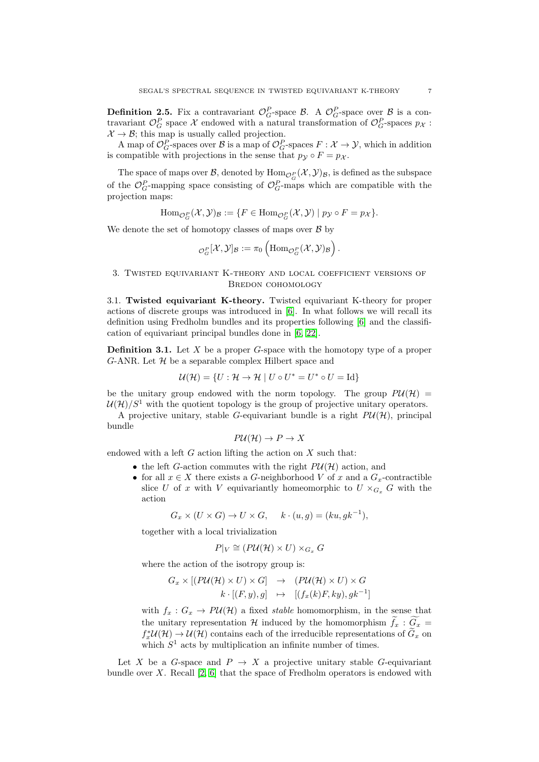**Definition 2.5.** Fix a contravariant $\mathcal{O}_G^P$-space $\mathcal{B}$. A $\mathcal{O}_G^P$-space over $\mathcal{B}$ is a contravariant $\mathcal{O}_G^P$ space $\mathcal{X}$ endowed with a natural transformation of $\mathcal{O}_G^P$-spaces $p_{\mathcal{X}} : \mathcal{X} \to \mathcal{B}$; this map is usually called projection.

A map of $\mathcal{O}_G^P$-spaces over $\mathcal{B}$ is a map of $\mathcal{O}_G^P$-spaces $F : \mathcal{X} \to \mathcal{Y}$, which in addition is compatible with projections in the sense that $p_{\mathcal{Y}} \circ F = p_{\mathcal{X}}$.

The space of maps over $\mathcal{B}$, denoted by $\operatorname{Hom}_{\mathcal{O}_G^P}(\mathcal{X}, \mathcal{Y})_{\mathcal{B}}$, is defined as the subspace of the $\mathcal{O}_G^P$-mapping space consisting of $\mathcal{O}_G^P$-maps which are compatible with the projection maps:

$$\operatorname{Hom}_{\mathcal{O}_G^P}(\mathcal{X}, \mathcal{Y})_{\mathcal{B}} := \{F \in \operatorname{Hom}_{\mathcal{O}_G^P}(\mathcal{X}, \mathcal{Y}) \mid p_{\mathcal{Y}} \circ F = p_{\mathcal{X}}\}.$$

We denote the set of homotopy classes of maps over $\mathcal{B}$ by

$${}_{\mathcal{O}_G^P}[\mathcal{X}, \mathcal{Y}]_{\mathcal{B}} := \pi_0 \left( \operatorname{Hom}_{\mathcal{O}_G^P}(\mathcal{X}, \mathcal{Y})_{\mathcal{B}} \right).$$

## 3. Twisted equivariant K-theory and local coefficient versions of Bredon cohomology

### 3.1. Twisted equivariant K-theory.

Twisted equivariant K-theory for proper actions of discrete groups was introduced in [6]. In what follows we will recall its definition using Fredholm bundles and its properties following [6] and the classification of equivariant principal bundles done in [6, 22].

**Definition 3.1.** Let $X$ be a proper $G$-space with the homotopy type of a proper $G$-ANR. Let $\mathcal{H}$ be a separable complex Hilbert space and

$$\mathcal{U}(\mathcal{H}) = \{U : \mathcal{H} \to \mathcal{H} \mid U \circ U^* = U^* \circ U = \mathrm{Id}\}$$

be the unitary group endowed with the norm topology. The group $P\mathcal{U}(\mathcal{H}) = \mathcal{U}(\mathcal{H})/S^1$ with the quotient topology is the group of projective unitary operators.

A projective unitary, stable $G$-equivariant bundle is a right $P\mathcal{U}(\mathcal{H})$, principal bundle

$$P\mathcal{U}(\mathcal{H}) \to P \to X$$

endowed with a left $G$ action lifting the action on $X$ such that:

- the left $G$-action commutes with the right $P\mathcal{U}(\mathcal{H})$ action, and
- for all $x \in X$ there exists a $G$-neighborhood $V$ of $x$ and a $G_x$-contractible slice $U$ of $x$ with $V$ equivariantly homeomorphic to $U \times_{G_x} G$ with the action

$$G_x \times (U \times G) \to U \times G, \quad k \cdot (u, g) = (ku, gk^{-1}),$$

together with a local trivialization

$$P|_V \cong (P\mathcal{U}(\mathcal{H}) \times U) \times_{G_x} G$$

where the action of the isotropy group is:

$$\begin{array}{rcl} G_x \times [(P\mathcal{U}(\mathcal{H}) \times U) \times G] & \to & (P\mathcal{U}(\mathcal{H}) \times U) \times G \\ k \cdot [(F, y), g] & \mapsto & [(f_x(k)F, ky), gk^{-1}] \end{array}$$

with $f_x : G_x \to P\mathcal{U}(\mathcal{H})$ a fixed *stable* homomorphism, in the sense that the unitary representation $\mathcal{H}$ induced by the homomorphism $\widetilde{f_x} : \widetilde{G_x} = f_x^* \mathcal{U}(\mathcal{H}) \to \mathcal{U}(\mathcal{H})$ contains each of the irreducible representations of $\widetilde{G}_x$ on which $S^1$ acts by multiplication an infinite number of times.

Let $X$ be a $G$-space and $P \to X$ a projective unitary stable $G$-equivariant bundle over $X$. Recall [2, 6] that the space of Fredholm operators is endowed with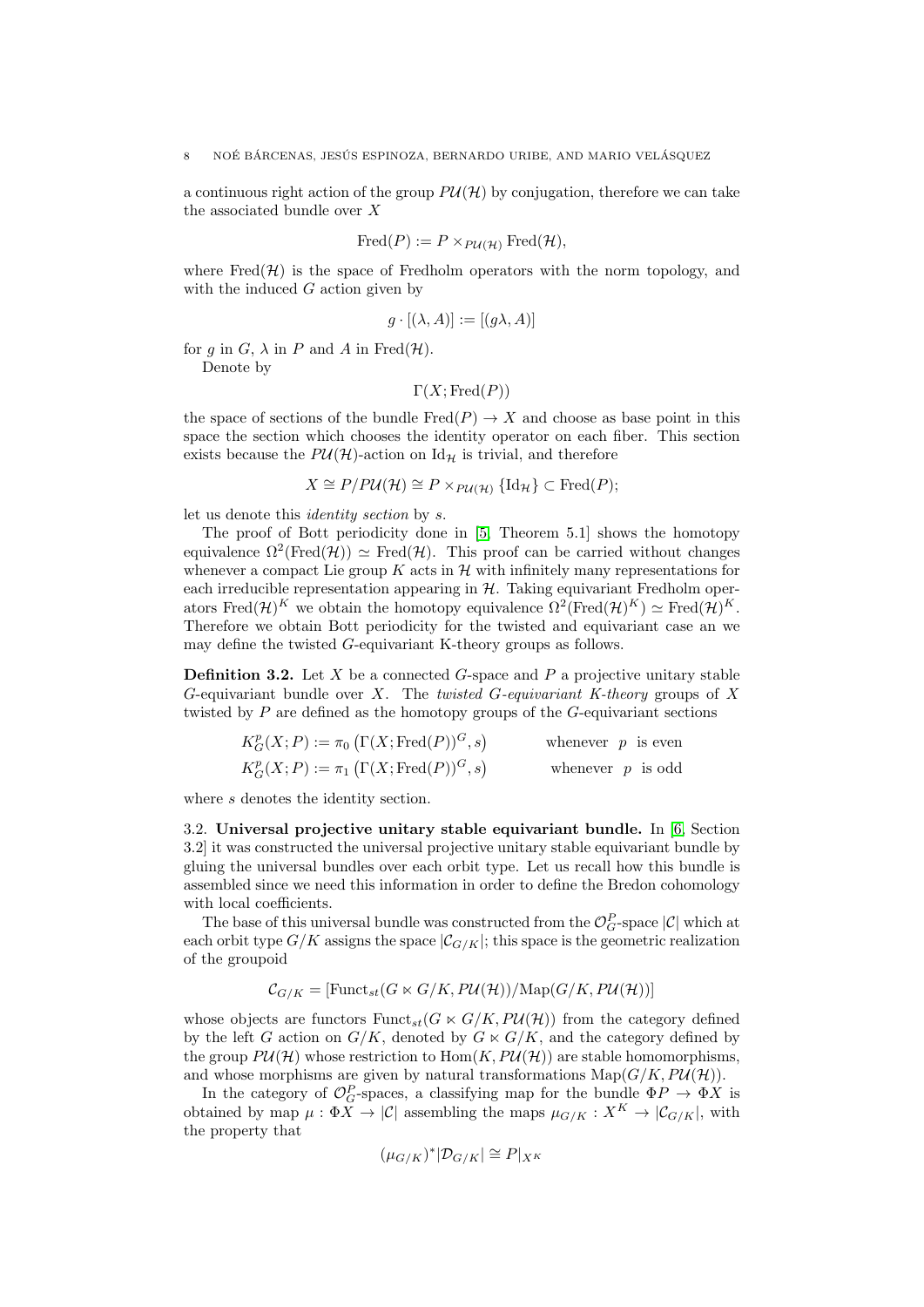a continuous right action of the group $P\mathcal{U}(\mathcal{H})$ by conjugation, therefore we can take the associated bundle over $X$

$$\mathrm{Fred}(P) := P \times_{P\mathcal{U}(\mathcal{H})} \mathrm{Fred}(\mathcal{H}),$$

where $\mathrm{Fred}(\mathcal{H})$ is the space of Fredholm operators with the norm topology, and with the induced $G$ action given by

$$g \cdot [(\lambda, A)] := [(g\lambda, A)]$$

for $g$ in $G$, $\lambda$ in $P$ and $A$ in $\mathrm{Fred}(\mathcal{H})$.

Denote by

$$\Gamma(X; \mathrm{Fred}(P))$$

the space of sections of the bundle $\mathrm{Fred}(P) \to X$ and choose as base point in this space the section which chooses the identity operator on each fiber. This section exists because the $P\mathcal{U}(\mathcal{H})$-action on $\mathrm{Id}_\mathcal{H}$ is trivial, and therefore

$$X \cong P/P\mathcal{U}(\mathcal{H}) \cong P \times_{P\mathcal{U}(\mathcal{H})} \{\mathrm{Id}_\mathcal{H}\} \subset \mathrm{Fred}(P);$$

let us denote this *identity section* by $s$.

The proof of Bott periodicity done in [5, Theorem 5.1] shows the homotopy equivalence $\Omega^2(\mathrm{Fred}(\mathcal{H})) \simeq \mathrm{Fred}(\mathcal{H})$. This proof can be carried without changes whenever a compact Lie group $K$ acts in $\mathcal{H}$ with infinitely many representations for each irreducible representation appearing in $\mathcal{H}$. Taking equivariant Fredholm operators $\mathrm{Fred}(\mathcal{H})^K$ we obtain the homotopy equivalence $\Omega^2(\mathrm{Fred}(\mathcal{H})^K) \simeq \mathrm{Fred}(\mathcal{H})^K$. Therefore we obtain Bott periodicity for the twisted and equivariant case an we may define the twisted $G$-equivariant K-theory groups as follows.

**Definition 3.2.** Let $X$ be a connected $G$-space and $P$ a projective unitary stable $G$-equivariant bundle over $X$. The *twisted $G$-equivariant K-theory* groups of $X$ twisted by $P$ are defined as the homotopy groups of the $G$-equivariant sections

$$K^p_G(X; P) := \pi_0\left(\Gamma(X; \mathrm{Fred}(P))^G, s\right) \qquad \text{whenever } p \text{ is even}$$
$$K^p_G(X; P) := \pi_1\left(\Gamma(X; \mathrm{Fred}(P))^G, s\right) \qquad \text{whenever } p \text{ is odd}$$

where $s$ denotes the identity section.

3.2. **Universal projective unitary stable equivariant bundle.** In [6, Section 3.2] it was constructed the universal projective unitary stable equivariant bundle by gluing the universal bundles over each orbit type. Let us recall how this bundle is assembled since we need this information in order to define the Bredon cohomology with local coefficients.

The base of this universal bundle was constructed from the $\mathcal{O}^P_G$-space $|\mathcal{C}|$ which at each orbit type $G/K$ assigns the space $|\mathcal{C}_{G/K}|$; this space is the geometric realization of the groupoid

$$\mathcal{C}_{G/K} = [\mathrm{Funct}_{st}(G \ltimes G/K, P\mathcal{U}(\mathcal{H}))/\mathrm{Map}(G/K, P\mathcal{U}(\mathcal{H}))]$$

whose objects are functors $\mathrm{Funct}_{st}(G \ltimes G/K, P\mathcal{U}(\mathcal{H}))$ from the category defined by the left $G$ action on $G/K$, denoted by $G \ltimes G/K$, and the category defined by the group $P\mathcal{U}(\mathcal{H})$ whose restriction to $\mathrm{Hom}(K, P\mathcal{U}(\mathcal{H}))$ are stable homomorphisms, and whose morphisms are given by natural transformations $\mathrm{Map}(G/K, P\mathcal{U}(\mathcal{H}))$.

In the category of $\mathcal{O}^P_G$-spaces, a classifying map for the bundle $\Phi P \to \Phi X$ is obtained by map $\mu : \Phi X \to |\mathcal{C}|$ assembling the maps $\mu_{G/K} : X^K \to |\mathcal{C}_{G/K}|$, with the property that

$$(\mu_{G/K})^*|\mathcal{D}_{G/K}| \cong P|_{X^K}$$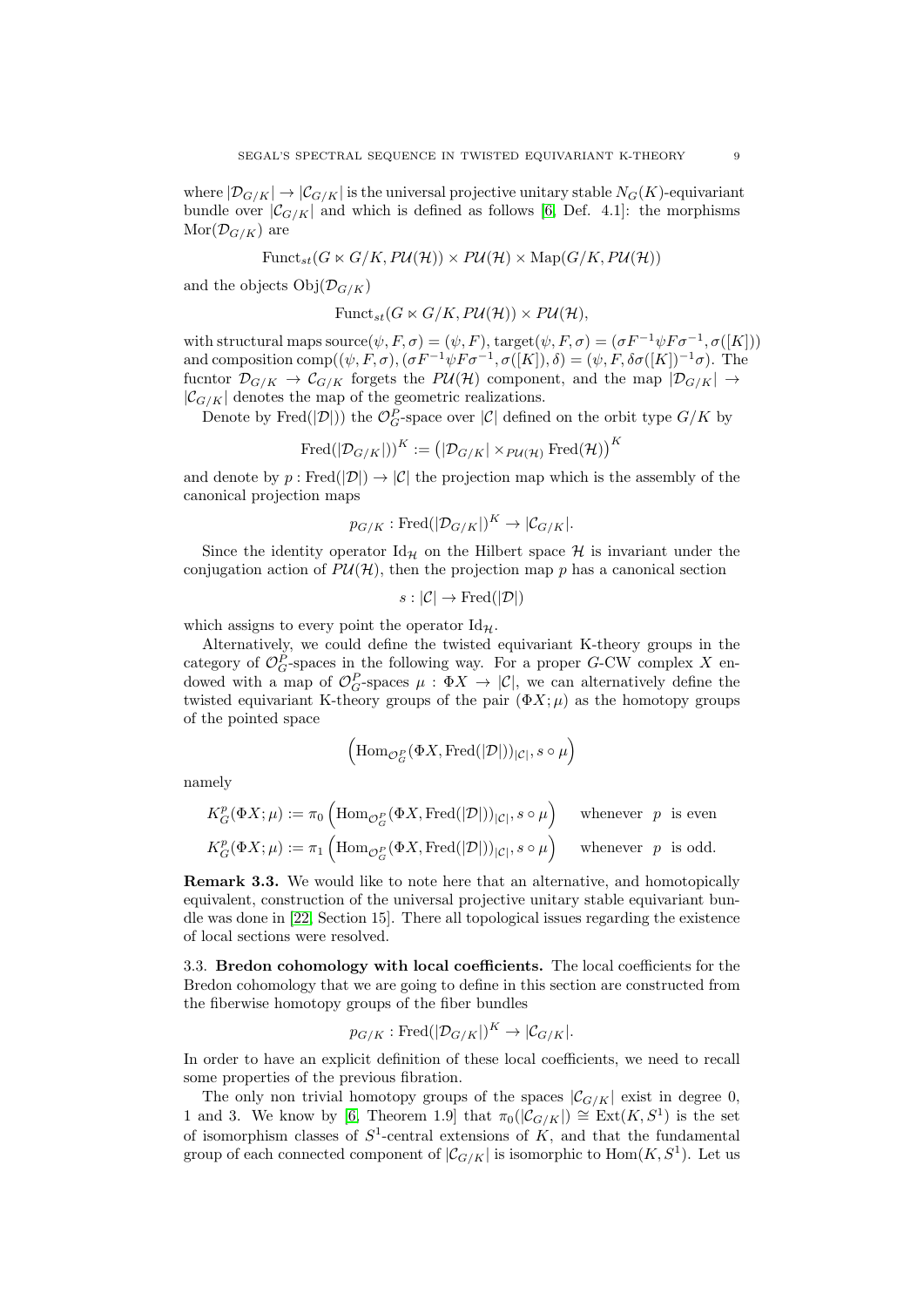where $|\mathcal{D}_{G/K}| \to |\mathcal{C}_{G/K}|$ is the universal projective unitary stable $N_G(K)$-equivariant bundle over $|\mathcal{C}_{G/K}|$ and which is defined as follows [6, Def. 4.1]: the morphisms $\mathrm{Mor}(\mathcal{D}_{G/K})$ are

$$\mathrm{Funct}_{st}(G \ltimes G/K, P\mathcal{U}(\mathcal{H})) \times P\mathcal{U}(\mathcal{H}) \times \mathrm{Map}(G/K, P\mathcal{U}(\mathcal{H}))$$

and the objects $\mathrm{Obj}(\mathcal{D}_{G/K})$

$$\mathrm{Funct}_{st}(G \ltimes G/K, P\mathcal{U}(\mathcal{H})) \times P\mathcal{U}(\mathcal{H}),$$

with structural maps $\mathrm{source}(\psi, F, \sigma) = (\psi, F)$, $\mathrm{target}(\psi, F, \sigma) = (\sigma F^{-1}\psi F \sigma^{-1}, \sigma([K]))$ and composition $\mathrm{comp}((\psi, F, \sigma), (\sigma F^{-1}\psi F\sigma^{-1}, \sigma([K]), \delta) = (\psi, F, \delta\sigma([K])^{-1}\sigma)$. The fucntor $\mathcal{D}_{G/K} \to \mathcal{C}_{G/K}$ forgets the $P\mathcal{U}(\mathcal{H})$ component, and the map $|\mathcal{D}_{G/K}| \to |\mathcal{C}_{G/K}|$ denotes the map of the geometric realizations.

Denote by $\mathrm{Fred}(|\mathcal{D}|))$ the $\mathcal{O}_G^P$-space over $|\mathcal{C}|$ defined on the orbit type $G/K$ by

$$\mathrm{Fred}(|\mathcal{D}_{G/K}|))^K := \left(|\mathcal{D}_{G/K}| \times_{P\mathcal{U}(\mathcal{H})} \mathrm{Fred}(\mathcal{H})\right)^K$$

and denote by $p : \mathrm{Fred}(|\mathcal{D}|) \to |\mathcal{C}|$ the projection map which is the assembly of the canonical projection maps

$$p_{G/K} : \mathrm{Fred}(|\mathcal{D}_{G/K}|)^K \to |\mathcal{C}_{G/K}|.$$

Since the identity operator $\mathrm{Id}_{\mathcal{H}}$ on the Hilbert space $\mathcal{H}$ is invariant under the conjugation action of $P\mathcal{U}(\mathcal{H})$, then the projection map $p$ has a canonical section

$$s : |\mathcal{C}| \to \mathrm{Fred}(|\mathcal{D}|)$$

which assigns to every point the operator $\mathrm{Id}_{\mathcal{H}}$.

Alternatively, we could define the twisted equivariant K-theory groups in the category of $\mathcal{O}_G^P$-spaces in the following way. For a proper $G$-CW complex $X$ endowed with a map of $\mathcal{O}_G^P$-spaces $\mu : \Phi X \to |\mathcal{C}|$, we can alternatively define the twisted equivariant K-theory groups of the pair $(\Phi X; \mu)$ as the homotopy groups of the pointed space

$$\left(\mathrm{Hom}_{\mathcal{O}_G^P}(\Phi X, \mathrm{Fred}(|\mathcal{D}|))_{|\mathcal{C}|}, s \circ \mu\right)$$

namely

$$K_G^p(\Phi X; \mu) := \pi_0\left(\mathrm{Hom}_{\mathcal{O}_G^P}(\Phi X, \mathrm{Fred}(|\mathcal{D}|))_{|\mathcal{C}|}, s \circ \mu\right) \quad \text{whenever } p \text{ is even}$$

$$K_G^p(\Phi X; \mu) := \pi_1\left(\mathrm{Hom}_{\mathcal{O}_G^P}(\Phi X, \mathrm{Fred}(|\mathcal{D}|))_{|\mathcal{C}|}, s \circ \mu\right) \quad \text{whenever } p \text{ is odd.}$$

**Remark 3.3.** We would like to note here that an alternative, and homotopically equivalent, construction of the universal projective unitary stable equivariant bundle was done in [22, Section 15]. There all topological issues regarding the existence of local sections were resolved.

### 3.3. Bredon cohomology with local coefficients.

The local coefficients for the Bredon cohomology that we are going to define in this section are constructed from the fiberwise homotopy groups of the fiber bundles

$$p_{G/K} : \mathrm{Fred}(|\mathcal{D}_{G/K}|)^K \to |\mathcal{C}_{G/K}|.$$

In order to have an explicit definition of these local coefficients, we need to recall some properties of the previous fibration.

The only non trivial homotopy groups of the spaces $|\mathcal{C}_{G/K}|$ exist in degree 0, 1 and 3. We know by [6, Theorem 1.9] that $\pi_0(|\mathcal{C}_{G/K}|) \cong \mathrm{Ext}(K, S^1)$ is the set of isomorphism classes of $S^1$-central extensions of $K$, and that the fundamental group of each connected component of $|\mathcal{C}_{G/K}|$ is isomorphic to $\mathrm{Hom}(K, S^1)$. Let us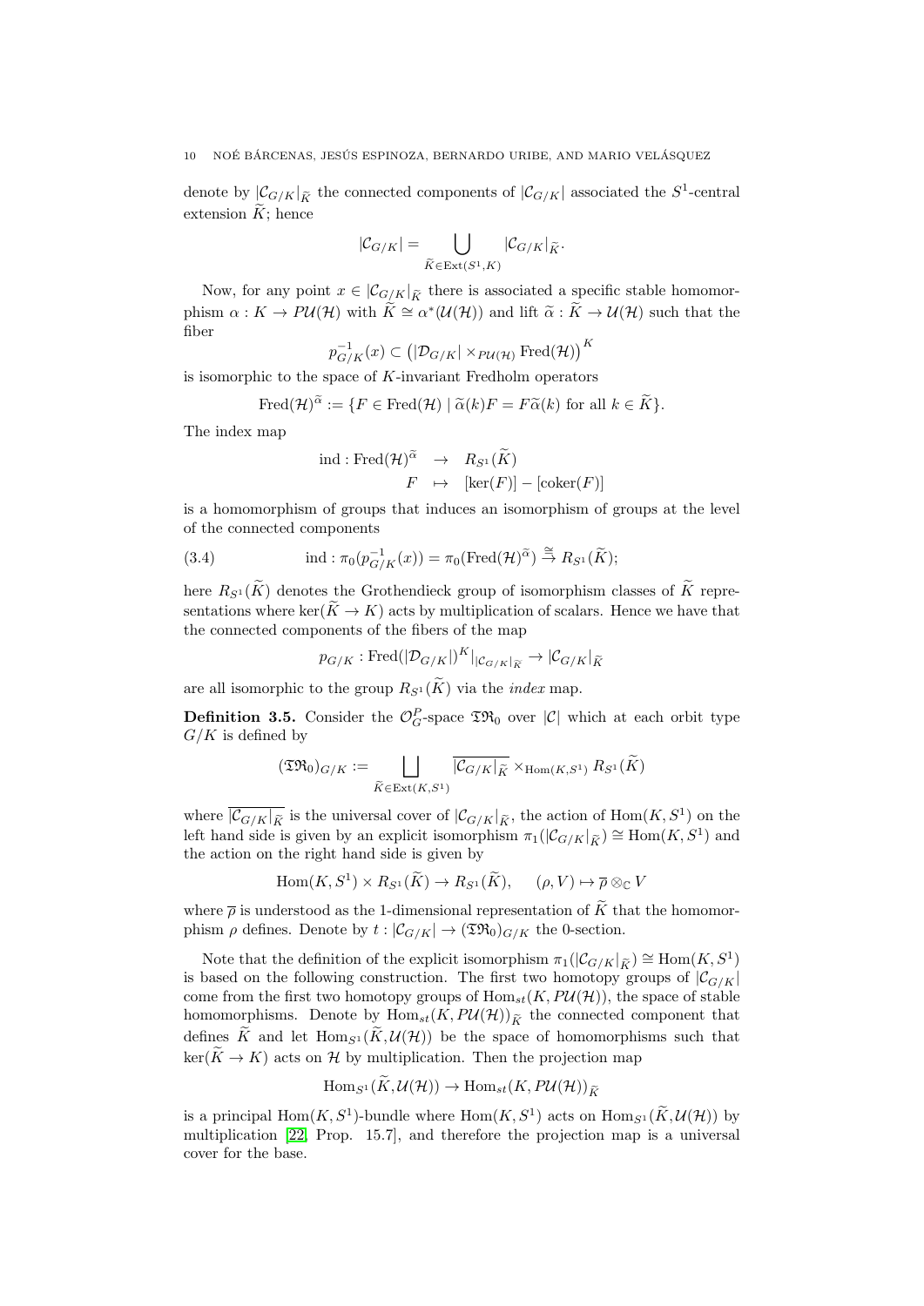denote by $|\mathcal{C}_{G/K}|_{\widetilde{K}}$ the connected components of $|\mathcal{C}_{G/K}|$ associated the $S^1$-central extension $\widetilde{K}$; hence

$$|\mathcal{C}_{G/K}| = \bigcup_{\widetilde{K}\in \mathrm{Ext}(S^1,K)} |\mathcal{C}_{G/K}|_{\widetilde{K}}.$$

Now, for any point $x \in |\mathcal{C}_{G/K}|_{\widetilde{K}}$ there is associated a specific stable homomorphism $\alpha : K \to P\mathcal{U}(\mathcal{H})$ with $\widetilde{K} \cong \alpha^*(\mathcal{U}(\mathcal{H}))$ and lift $\widetilde{\alpha} : \widetilde{K} \to \mathcal{U}(\mathcal{H})$ such that the fiber

$$p_{G/K}^{-1}(x) \subset \left(|\mathcal{D}_{G/K}| \times_{P\mathcal{U}(\mathcal{H})} \mathrm{Fred}(\mathcal{H})\right)^K$$

is isomorphic to the space of $K$-invariant Fredholm operators

$$\mathrm{Fred}(\mathcal{H})^{\widetilde{\alpha}} := \{F \in \mathrm{Fred}(\mathcal{H}) \mid \widetilde{\alpha}(k)F = F\widetilde{\alpha}(k) \text{ for all } k \in \widetilde{K}\}.$$

The index map

$$\begin{array}{rcl}\mathrm{ind} : \mathrm{Fred}(\mathcal{H})^{\widetilde{\alpha}} & \to & R_{S^1}(\widetilde{K}) \\ F & \mapsto & [\ker(F)] - [\mathrm{coker}(F)]\end{array}$$

is a homomorphism of groups that induces an isomorphism of groups at the level of the connected components

$$\mathrm{ind} : \pi_0(p_{G/K}^{-1}(x)) = \pi_0(\mathrm{Fred}(\mathcal{H})^{\widetilde{\alpha}}) \xrightarrow{\cong} R_{S^1}(\widetilde{K}); \tag{3.4}$$

here $R_{S^1}(\widetilde{K})$ denotes the Grothendieck group of isomorphism classes of $\widetilde{K}$ representations where $\ker(\widetilde{K} \to K)$ acts by multiplication of scalars. Hence we have that the connected components of the fibers of the map

$$p_{G/K} : \mathrm{Fred}(|\mathcal{D}_{G/K}|)^K|_{|\mathcal{C}_{G/K}|_{\widetilde{K}}} \to |\mathcal{C}_{G/K}|_{\widetilde{K}}$$

are all isomorphic to the group $R_{S^1}(\widetilde{K})$ via the *index* map.

**Definition 3.5.** Consider the $\mathcal{O}_G^P$-space $\mathfrak{T}\mathfrak{R}_0$ over $|\mathcal{C}|$ which at each orbit type $G/K$ is defined by

$$(\mathfrak{T}\mathfrak{R}_0)_{G/K} := \bigsqcup_{\widetilde{K}\in \mathrm{Ext}(K,S^1)} \overline{|\mathcal{C}_{G/K}|_{\widetilde{K}}} \times_{\mathrm{Hom}(K,S^1)} R_{S^1}(\widetilde{K})$$

where $\overline{|\mathcal{C}_{G/K}|_{\widetilde{K}}}$ is the universal cover of $|\mathcal{C}_{G/K}|_{\widetilde{K}}$, the action of $\mathrm{Hom}(K,S^1)$ on the left hand side is given by an explicit isomorphism $\pi_1(|\mathcal{C}_{G/K}|_{\widetilde{K}}) \cong \mathrm{Hom}(K,S^1)$ and the action on the right hand side is given by

$$\mathrm{Hom}(K,S^1) \times R_{S^1}(\widetilde{K}) \to R_{S^1}(\widetilde{K}), \quad (\rho, V) \mapsto \overline{\rho} \otimes_{\mathbb{C}} V$$

where $\overline{\rho}$ is understood as the 1-dimensional representation of $\widetilde{K}$ that the homomorphism $\rho$ defines. Denote by $t : |\mathcal{C}_{G/K}| \to (\mathfrak{T}\mathfrak{R}_0)_{G/K}$ the 0-section.

Note that the definition of the explicit isomorphism $\pi_1(|\mathcal{C}_{G/K}|_{\widetilde{K}}) \cong \mathrm{Hom}(K,S^1)$ is based on the following construction. The first two homotopy groups of $|\mathcal{C}_{G/K}|$ come from the first two homotopy groups of $\mathrm{Hom}_{st}(K, P\mathcal{U}(\mathcal{H}))$, the space of stable homomorphisms. Denote by $\mathrm{Hom}_{st}(K, P\mathcal{U}(\mathcal{H}))_{\widetilde{K}}$ the connected component that defines $\widetilde{K}$ and let $\mathrm{Hom}_{S^1}(\widetilde{K}, \mathcal{U}(\mathcal{H}))$ be the space of homomorphisms such that $\ker(\widetilde{K} \to K)$ acts on $\mathcal{H}$ by multiplication. Then the projection map

$$\mathrm{Hom}_{S^1}(\widetilde{K}, \mathcal{U}(\mathcal{H})) \to \mathrm{Hom}_{st}(K, P\mathcal{U}(\mathcal{H}))_{\widetilde{K}}$$

is a principal $\mathrm{Hom}(K,S^1)$-bundle where $\mathrm{Hom}(K,S^1)$ acts on $\mathrm{Hom}_{S^1}(\widetilde{K}, \mathcal{U}(\mathcal{H}))$ by multiplication [22, Prop. 15.7], and therefore the projection map is a universal cover for the base.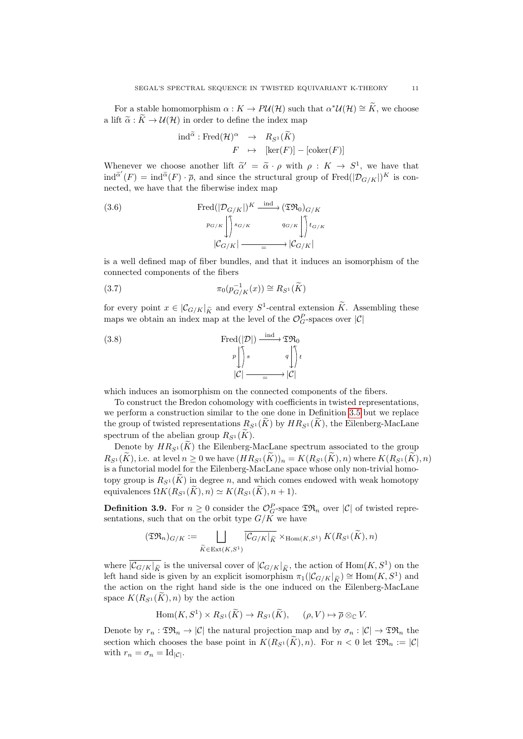For a stable homomorphism $\alpha : K \to PU(\mathcal{H})$ such that $\alpha^*\mathcal{U}(\mathcal{H}) \cong \widetilde{K}$, we choose a lift $\widetilde{\alpha} : \widetilde{K} \to \mathcal{U}(\mathcal{H})$ in order to define the index map

$$\begin{array}{rcl} \mathrm{ind}^{\widetilde{\alpha}} : \mathrm{Fred}(\mathcal{H})^{\alpha} & \to & R_{S^1}(\widetilde{K}) \\ F & \mapsto & [\ker(F)] - [\mathrm{coker}(F)] \end{array}$$

Whenever we choose another lift $\widetilde{\alpha}' = \widetilde{\alpha} \cdot \rho$ with $\rho : K \to S^1$, we have that $\mathrm{ind}^{\widetilde{\alpha}'}(F) = \mathrm{ind}^{\widetilde{\alpha}}(F) \cdot \overline{\rho}$, and since the structural group of $\mathrm{Fred}(|\mathcal{D}_{G/K}|)^K$ is connected, we have that the fiberwise index map

$$\begin{array}{ccc} \mathrm{Fred}(|\mathcal{D}_{G/K}|)^K & \xrightarrow{\mathrm{ind}} & (\mathfrak{TR}_0)_{G/K} \\ p_{G/K}\big\downarrow\big\uparrow s_{G/K} & & q_{G/K}\big\downarrow\big\uparrow t_{G/K} \\ |\mathcal{C}_{G/K}| & \xrightarrow{=} & |\mathcal{C}_{G/K}| \end{array} \tag{3.6}$$

is a well defined map of fiber bundles, and that it induces an isomorphism of the connected components of the fibers

$$\pi_0(p_{G/K}^{-1}(x)) \cong R_{S^1}(\widetilde{K}) \tag{3.7}$$

for every point $x \in |\mathcal{C}_{G/K}|_{\widetilde{K}}$ and every $S^1$-central extension $\widetilde{K}$. Assembling these maps we obtain an index map at the level of the $\mathcal{O}_G^P$-spaces over $|\mathcal{C}|$

$$\begin{array}{ccc} \mathrm{Fred}(|\mathcal{D}|) & \xrightarrow{\mathrm{ind}} & \mathfrak{TR}_0 \\ p\big\downarrow\big\uparrow s & & q\big\downarrow\big\uparrow t \\ |\mathcal{C}| & \xrightarrow{=} & |\mathcal{C}| \end{array} \tag{3.8}$$

which induces an isomorphism on the connected components of the fibers.

To construct the Bredon cohomology with coefficients in twisted representations, we perform a construction similar to the one done in Definition 3.5 but we replace the group of twisted representations $R_{S^1}(\widetilde{K})$ by $HR_{S^1}(\widetilde{K})$, the Eilenberg-MacLane spectrum of the abelian group $R_{S^1}(\widetilde{K})$.

Denote by $HR_{S^1}(\widetilde{K})$ the Eilenberg-MacLane spectrum associated to the group $R_{S^1}(\widetilde{K})$, i.e. at level $n \geq 0$ we have $(HR_{S^1}(\widetilde{K}))_n = K(R_{S^1}(\widetilde{K}), n)$ where $K(R_{S^1}(\widetilde{K}), n)$ is a functorial model for the Eilenberg-MacLane space whose only non-trivial homotopy group is $R_{S^1}(\widetilde{K})$ in degree $n$, and which comes endowed with weak homotopy equivalences $\Omega K(R_{S^1}(\widetilde{K}), n) \simeq K(R_{S^1}(\widetilde{K}), n+1)$.

**Definition 3.9.** For $n \geq 0$ consider the $\mathcal{O}_G^P$-space $\mathfrak{TR}_n$ over $|\mathcal{C}|$ of twisted representations, such that on the orbit type $G/K$ we have

$$(\mathfrak{TR}_n)_{G/K} := \bigsqcup_{\widetilde{K} \in \mathrm{Ext}(K,S^1)} \overline{|\mathcal{C}_{G/K}|_{\widetilde{K}}} \times_{\mathrm{Hom}(K,S^1)} K(R_{S^1}(\widetilde{K}), n)$$

where $\overline{|\mathcal{C}_{G/K}|_{\widetilde{K}}}$ is the universal cover of $|\mathcal{C}_{G/K}|_{\widetilde{K}}$, the action of $\mathrm{Hom}(K, S^1)$ on the left hand side is given by an explicit isomorphism $\pi_1(|\mathcal{C}_{G/K}|_{\widetilde{K}}) \cong \mathrm{Hom}(K, S^1)$ and the action on the right hand side is the one induced on the Eilenberg-MacLane space $K(R_{S^1}(\widetilde{K}), n)$ by the action

$$\mathrm{Hom}(K, S^1) \times R_{S^1}(\widetilde{K}) \to R_{S^1}(\widetilde{K}), \quad (\rho, V) \mapsto \overline{\rho} \otimes_{\mathbb{C}} V.$$

Denote by $r_n : \mathfrak{TR}_n \to |\mathcal{C}|$ the natural projection map and by $\sigma_n : |\mathcal{C}| \to \mathfrak{TR}_n$ the section which chooses the base point in $K(R_{S^1}(\widetilde{K}), n)$. For $n < 0$ let $\mathfrak{TR}_n := |\mathcal{C}|$ with $r_n = \sigma_n = \mathrm{Id}_{|\mathcal{C}|}$.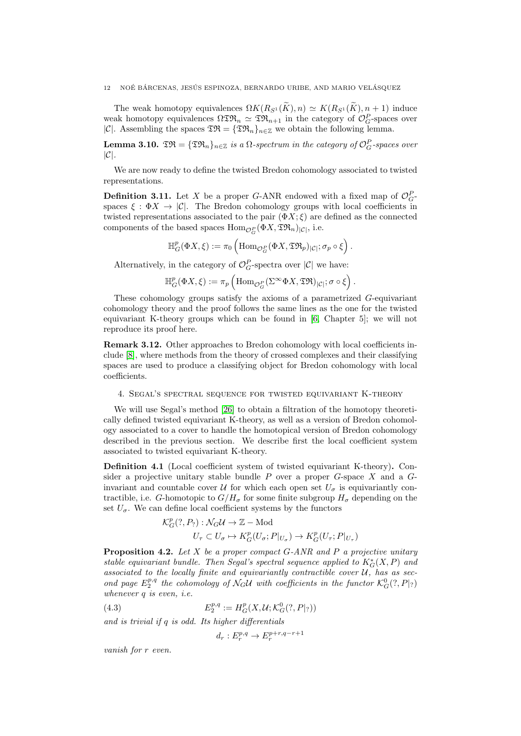The weak homotopy equivalences $\Omega K(R_{S^1}(\widetilde{K}), n) \simeq K(R_{S^1}(\widetilde{K}), n+1)$ induce weak homotopy equivalences $\Omega \mathfrak{TR}_n \simeq \mathfrak{TR}_{n+1}$ in the category of $\mathcal{O}_G^P$-spaces over $|\mathcal{C}|$. Assembling the spaces $\mathfrak{TR} = \{\mathfrak{TR}_n\}_{n\in\mathbb{Z}}$ we obtain the following lemma.

**Lemma 3.10.** *$\mathfrak{TR} = \{\mathfrak{TR}_n\}_{n\in\mathbb{Z}}$ is a $\Omega$-spectrum in the category of $\mathcal{O}_G^P$-spaces over $|\mathcal{C}|$.*

We are now ready to define the twisted Bredon cohomology associated to twisted representations.

**Definition 3.11.** Let $X$ be a proper $G$-ANR endowed with a fixed map of $\mathcal{O}_G^P$-spaces $\xi : \Phi X \to |\mathcal{C}|$. The Bredon cohomology groups with local coefficients in twisted representations associated to the pair $(\Phi X; \xi)$ are defined as the connected components of the based spaces $\mathrm{Hom}_{\mathcal{O}_G^P}(\Phi X, \mathfrak{TR}_n)_{|\mathcal{C}|}$, i.e.

$$\mathbb{H}^p_G(\Phi X, \xi) := \pi_0 \left( \mathrm{Hom}_{\mathcal{O}_G^P}(\Phi X, \mathfrak{TR}_p)_{|\mathcal{C}|}; \sigma_p \circ \xi \right).$$

Alternatively, in the category of $\mathcal{O}_G^P$-spectra over $|\mathcal{C}|$ we have:

$$\mathbb{H}^p_G(\Phi X, \xi) := \pi_p \left( \mathrm{Hom}_{\mathcal{O}_G^P}(\Sigma^\infty \Phi X, \mathfrak{TR})_{|\mathcal{C}|}; \sigma \circ \xi \right).$$

These cohomology groups satisfy the axioms of a parametrized $G$-equivariant cohomology theory and the proof follows the same lines as the one for the twisted equivariant K-theory groups which can be found in [6, Chapter 5]; we will not reproduce its proof here.

**Remark 3.12.** Other approaches to Bredon cohomology with local coefficients include [8], where methods from the theory of crossed complexes and their classifying spaces are used to produce a classifying object for Bredon cohomology with local coefficients.

## 4. Segal's spectral sequence for twisted equivariant K-theory

We will use Segal's method [26] to obtain a filtration of the homotopy theoretically defined twisted equivariant K-theory, as well as a version of Bredon cohomology associated to a cover to handle the homotopical version of Bredon cohomology described in the previous section. We describe first the local coefficient system associated to twisted equivariant K-theory.

**Definition 4.1** (Local coefficient system of twisted equivariant K-theory)**.** Consider a projective unitary stable bundle $P$ over a proper $G$-space $X$ and a $G$-invariant and countable cover $\mathcal{U}$ for which each open set $U_\sigma$ is equivariantly contractible, i.e. $G$-homotopic to $G/H_\sigma$ for some finite subgroup $H_\sigma$ depending on the set $U_\sigma$. We can define local coefficient systems by the functors

$$\begin{aligned} \mathcal{K}^p_G(?, P_?) : \mathcal{N}_G\mathcal{U} &\to \mathbb{Z}-\mathrm{Mod} \\ U_\tau \subset U_\sigma &\mapsto K^p_G(U_\sigma; P|_{U_\sigma}) \to K^p_G(U_\tau; P|_{U_\tau}) \end{aligned}$$

**Proposition 4.2.** *Let $X$ be a proper compact $G$-ANR and $P$ a projective unitary stable equivariant bundle. Then Segal's spectral sequence applied to $K^*_G(X, P)$ and associated to the locally finite and equivariantly contractible cover $\mathcal{U}$, has as second page $E_2^{p,q}$ the cohomology of $\mathcal{N}_G\mathcal{U}$ with coefficients in the functor $\mathcal{K}^0_G(?, P|_?)$ whenever $q$ is even, i.e.*

$$E_2^{p,q} := H^p_G(X, \mathcal{U}; \mathcal{K}^0_G(?, P|_?)) \tag{4.3}$$

*and is trivial if $q$ is odd. Its higher differentials*

$$d_r : E_r^{p,q} \to E_r^{p+r, q-r+1}$$

*vanish for $r$ even.*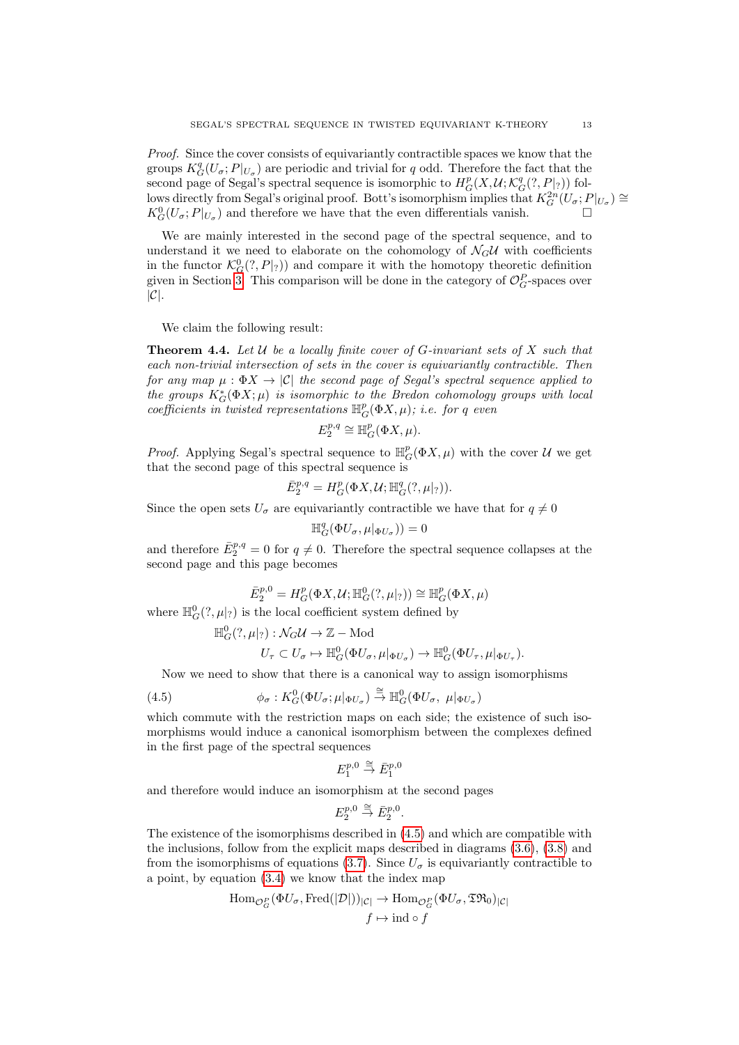*Proof.* Since the cover consists of equivariantly contractible spaces we know that the groups $K^q_G(U_\sigma; P|_{U_\sigma})$ are periodic and trivial for $q$ odd. Therefore the fact that the second page of Segal's spectral sequence is isomorphic to $H^p_G(X, \mathcal{U}; \mathcal{K}^q_G(?, P|_?))$ follows directly from Segal's original proof. Bott's isomorphism implies that $K^{2n}_G(U_\sigma; P|_{U_\sigma}) \cong K^0_G(U_\sigma; P|_{U_\sigma})$ and therefore we have that the even differentials vanish. □

We are mainly interested in the second page of the spectral sequence, and to understand it we need to elaborate on the cohomology of $\mathcal{N}_G\mathcal{U}$ with coefficients in the functor $\mathcal{K}^0_G(?, P|_?)$ and compare it with the homotopy theoretic definition given in Section 3. This comparison will be done in the category of $\mathcal{O}^P_G$-spaces over $|\mathcal{C}|$.

We claim the following result:

**Theorem 4.4.** *Let $\mathcal{U}$ be a locally finite cover of $G$-invariant sets of $X$ such that each non-trivial intersection of sets in the cover is equivariantly contractible. Then for any map $\mu : \Phi X \to |\mathcal{C}|$ the second page of Segal's spectral sequence applied to the groups $K^*_G(\Phi X; \mu)$ is isomorphic to the Bredon cohomology groups with local coefficients in twisted representations $\mathbb{H}^p_G(\Phi X, \mu)$; i.e. for $q$ even*

$$E^{p,q}_2 \cong \mathbb{H}^p_G(\Phi X, \mu).$$

*Proof.* Applying Segal's spectral sequence to $\mathbb{H}^p_G(\Phi X, \mu)$ with the cover $\mathcal{U}$ we get that the second page of this spectral sequence is

$$\bar{E}^{p,q}_2 = H^p_G(\Phi X, \mathcal{U}; \mathbb{H}^q_G(?, \mu|_?)).$$

Since the open sets $U_\sigma$ are equivariantly contractible we have that for $q \neq 0$

$$\mathbb{H}^q_G(\Phi U_\sigma, \mu|_{\Phi U_\sigma}) = 0$$

and therefore $\bar{E}^{p,q}_2 = 0$ for $q \neq 0$. Therefore the spectral sequence collapses at the second page and this page becomes

$$\bar{E}^{p,0}_2 = H^p_G(\Phi X, \mathcal{U}; \mathbb{H}^0_G(?, \mu|_?)) \cong \mathbb{H}^p_G(\Phi X, \mu)$$

where $\mathbb{H}^0_G(?, \mu|_?)$ is the local coefficient system defined by

$$\begin{aligned} \mathbb{H}^0_G(?, \mu|_?) : \mathcal{N}_G\mathcal{U} &\to \mathbb{Z} - \mathrm{Mod} \\ U_\tau \subset U_\sigma &\mapsto \mathbb{H}^0_G(\Phi U_\sigma, \mu|_{\Phi U_\sigma}) \to \mathbb{H}^0_G(\Phi U_\tau, \mu|_{\Phi U_\tau}). \end{aligned}$$

Now we need to show that there is a canonical way to assign isomorphisms

$$\phi_\sigma : K^0_G(\Phi U_\sigma; \mu|_{\Phi U_\sigma}) \xrightarrow{\cong} \mathbb{H}^0_G(\Phi U_\sigma,\ \mu|_{\Phi U_\sigma}) \tag{4.5}$$

which commute with the restriction maps on each side; the existence of such isomorphisms would induce a canonical isomorphism between the complexes defined in the first page of the spectral sequences

$$E^{p,0}_1 \xrightarrow{\cong} \bar{E}^{p,0}_1$$

and therefore would induce an isomorphism at the second pages

$$E^{p,0}_2 \xrightarrow{\cong} \bar{E}^{p,0}_2.$$

The existence of the isomorphisms described in (4.5) and which are compatible with the inclusions, follow from the explicit maps described in diagrams (3.6), (3.8) and from the isomorphisms of equations (3.7). Since $U_\sigma$ is equivariantly contractible to a point, by equation (3.4) we know that the index map

$$\begin{aligned} \mathrm{Hom}_{\mathcal{O}^P_G}(\Phi U_\sigma, \mathrm{Fred}(|\mathcal{D}|))_{|\mathcal{C}|} &\to \mathrm{Hom}_{\mathcal{O}^P_G}(\Phi U_\sigma, \mathfrak{T}\mathfrak{R}_0)_{|\mathcal{C}|} \\ f &\mapsto \mathrm{ind} \circ f \end{aligned}$$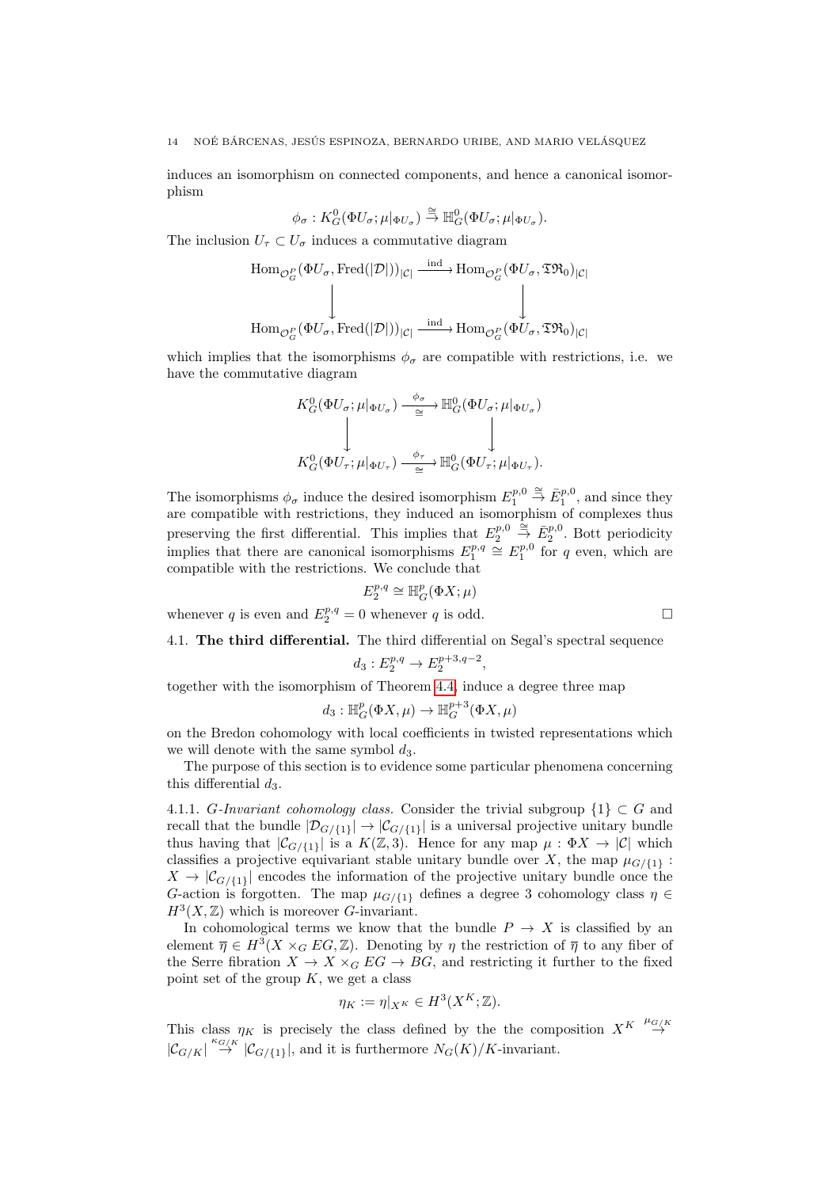induces an isomorphism on connected components, and hence a canonical isomorphism

$$\phi_\sigma : K^0_G(\Phi U_\sigma; \mu|_{\Phi U_\sigma}) \overset{\cong}{\to} \mathbb{H}^0_G(\Phi U_\sigma; \mu|_{\Phi U_\sigma}).$$

The inclusion $U_\tau \subset U_\sigma$ induces a commutative diagram

$$\begin{array}{ccc} \mathrm{Hom}_{\mathcal{O}^P_G}(\Phi U_\sigma, \mathrm{Fred}(|\mathcal{D}|))_{|\mathcal{C}|} & \xrightarrow{\mathrm{ind}} & \mathrm{Hom}_{\mathcal{O}^P_G}(\Phi U_\sigma, \mathfrak{T}\mathfrak{R}_0)_{|\mathcal{C}|} \\ \downarrow & & \downarrow \\ \mathrm{Hom}_{\mathcal{O}^P_G}(\Phi U_\sigma, \mathrm{Fred}(|\mathcal{D}|))_{|\mathcal{C}|} & \xrightarrow{\mathrm{ind}} & \mathrm{Hom}_{\mathcal{O}^P_G}(\Phi U_\sigma, \mathfrak{T}\mathfrak{R}_0)_{|\mathcal{C}|} \end{array}$$

which implies that the isomorphisms $\phi_\sigma$ are compatible with restrictions, i.e. we have the commutative diagram

$$\begin{array}{ccc} K^0_G(\Phi U_\sigma; \mu|_{\Phi U_\sigma}) & \xrightarrow[\cong]{\phi_\sigma} & \mathbb{H}^0_G(\Phi U_\sigma; \mu|_{\Phi U_\sigma}) \\ \downarrow & & \downarrow \\ K^0_G(\Phi U_\tau; \mu|_{\Phi U_\tau}) & \xrightarrow[\cong]{\phi_\tau} & \mathbb{H}^0_G(\Phi U_\tau; \mu|_{\Phi U_\tau}). \end{array}$$

The isomorphisms $\phi_\sigma$ induce the desired isomorphism $E^{p,0}_1 \overset{\cong}{\to} \bar{E}^{p,0}_1$, and since they are compatible with restrictions, they induced an isomorphism of complexes thus preserving the first differential. This implies that $E^{p,0}_2 \overset{\cong}{\to} \bar{E}^{p,0}_2$. Bott periodicity implies that there are canonical isomorphisms $E^{p,q}_1 \cong E^{p,0}_1$ for $q$ even, which are compatible with the restrictions. We conclude that

$$E^{p,q}_2 \cong \mathbb{H}^p_G(\Phi X; \mu)$$

whenever $q$ is even and $E^{p,q}_2 = 0$ whenever $q$ is odd. $\square$

## 4.1. The third differential.

The third differential on Segal's spectral sequence

$$d_3 : E^{p,q}_2 \to E^{p+3,q-2}_2,$$

together with the isomorphism of Theorem 4.4, induce a degree three map

$$d_3 : \mathbb{H}^p_G(\Phi X, \mu) \to \mathbb{H}^{p+3}_G(\Phi X, \mu)$$

on the Bredon cohomology with local coefficients in twisted representations which we will denote with the same symbol $d_3$.

The purpose of this section is to evidence some particular phenomena concerning this differential $d_3$.

4.1.1. *G-Invariant cohomology class.* Consider the trivial subgroup $\{1\} \subset G$ and recall that the bundle $|\mathcal{D}_{G/\{1\}}| \to |\mathcal{C}_{G/\{1\}}|$ is a universal projective unitary bundle thus having that $|\mathcal{C}_{G/\{1\}}|$ is a $K(\mathbb{Z}, 3)$. Hence for any map $\mu : \Phi X \to |\mathcal{C}|$ which classifies a projective equivariant stable unitary bundle over $X$, the map $\mu_{G/\{1\}} : X \to |\mathcal{C}_{G/\{1\}}|$ encodes the information of the projective unitary bundle once the $G$-action is forgotten. The map $\mu_{G/\{1\}}$ defines a degree 3 cohomology class $\eta \in H^3(X, \mathbb{Z})$ which is moreover $G$-invariant.

In cohomological terms we know that the bundle $P \to X$ is classified by an element $\overline{\eta} \in H^3(X \times_G EG, \mathbb{Z})$. Denoting by $\eta$ the restriction of $\overline{\eta}$ to any fiber of the Serre fibration $X \to X \times_G EG \to BG$, and restricting it further to the fixed point set of the group $K$, we get a class

$$\eta_K := \eta|_{X^K} \in H^3(X^K; \mathbb{Z}).$$

This class $\eta_K$ is precisely the class defined by the the composition $X^K \overset{\mu_{G/K}}{\to} |\mathcal{C}_{G/K}| \overset{\kappa_{G/K}}{\to} |\mathcal{C}_{G/\{1\}}|$, and it is furthermore $N_G(K)/K$-invariant.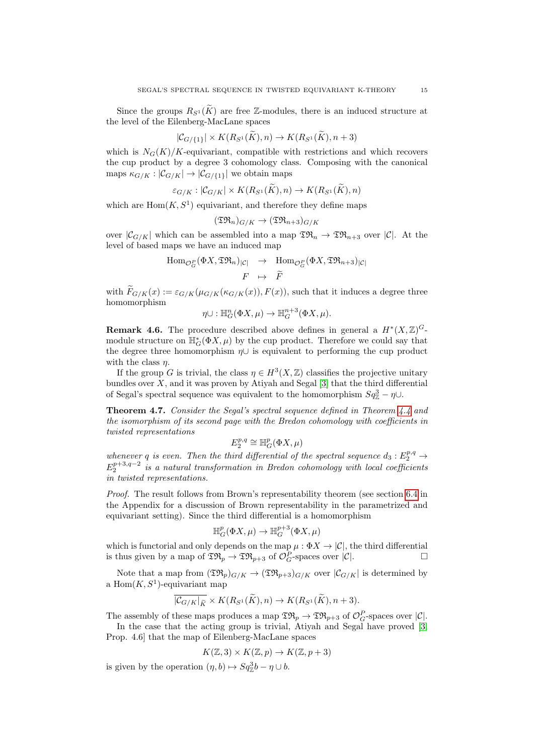Since the groups $R_{S^1}(\widetilde{K})$ are free $\mathbb{Z}$-modules, there is an induced structure at the level of the Eilenberg-MacLane spaces

$$|\mathcal{C}_{G/\{1\}}| \times K(R_{S^1}(\widetilde{K}), n) \to K(R_{S^1}(\widetilde{K}), n+3)$$

which is $N_G(K)/K$-equivariant, compatible with restrictions and which recovers the cup product by a degree 3 cohomology class. Composing with the canonical maps $\kappa_{G/K} : |\mathcal{C}_{G/K}| \to |\mathcal{C}_{G/\{1\}}|$ we obtain maps

$$\varepsilon_{G/K} : |\mathcal{C}_{G/K}| \times K(R_{S^1}(\widetilde{K}), n) \to K(R_{S^1}(\widetilde{K}), n)$$

which are $\mathrm{Hom}(K, S^1)$ equivariant, and therefore they define maps

$$(\mathfrak{TR}_n)_{G/K} \to (\mathfrak{TR}_{n+3})_{G/K}$$

over $|\mathcal{C}_{G/K}|$ which can be assembled into a map $\mathfrak{TR}_n \to \mathfrak{TR}_{n+3}$ over $|\mathcal{C}|$. At the level of based maps we have an induced map

$$\begin{array}{rcl} \mathrm{Hom}_{\mathcal{O}_G^P}(\Phi X, \mathfrak{TR}_n)_{|\mathcal{C}|} & \to & \mathrm{Hom}_{\mathcal{O}_G^P}(\Phi X, \mathfrak{TR}_{n+3})_{|\mathcal{C}|} \\ F & \mapsto & \widetilde{F} \end{array}$$

with $\widetilde{F}_{G/K}(x) := \varepsilon_{G/K}(\mu_{G/K}(\kappa_{G/K}(x)), F(x))$, such that it induces a degree three homomorphism

$$\eta \cup : \mathbb{H}^n_G(\Phi X, \mu) \to \mathbb{H}^{n+3}_G(\Phi X, \mu).$$

**Remark 4.6.** The procedure described above defines in general a $H^*(X, \mathbb{Z})^G$-module structure on $\mathbb{H}^*_G(\Phi X, \mu)$ by the cup product. Therefore we could say that the degree three homomorphism $\eta\cup$ is equivalent to performing the cup product with the class $\eta$.

If the group $G$ is trivial, the class $\eta \in H^3(X, \mathbb{Z})$ classifies the projective unitary bundles over $X$, and it was proven by Atiyah and Segal [3] that the third differential of Segal's spectral sequence was equivalent to the homomorphism $Sq^3_{\mathbb{Z}} - \eta\cup$.

**Theorem 4.7.** *Consider the Segal's spectral sequence defined in Theorem 4.4 and the isomorphism of its second page with the Bredon cohomology with coefficients in twisted representations*

$$E_2^{p,q} \cong \mathbb{H}^p_G(\Phi X, \mu)$$

*whenever $q$ is even. Then the third differential of the spectral sequence $d_3 : E_2^{p,q} \to E_2^{p+3,q-2}$ is a natural transformation in Bredon cohomology with local coefficients in twisted representations.*

*Proof.* The result follows from Brown's representability theorem (see section 6.4 in the Appendix for a discussion of Brown representability in the parametrized and equivariant setting). Since the third differential is a homomorphism

$$\mathbb{H}^p_G(\Phi X, \mu) \to \mathbb{H}^{p+3}_G(\Phi X, \mu)$$

which is functorial and only depends on the map $\mu : \Phi X \to |\mathcal{C}|$, the third differential is thus given by a map of $\mathfrak{TR}_p \to \mathfrak{TR}_{p+3}$ of $\mathcal{O}_G^P$-spaces over $|\mathcal{C}|$. □

Note that a map from $(\mathfrak{TR}_p)_{G/K} \to (\mathfrak{TR}_{p+3})_{G/K}$ over $|\mathcal{C}_{G/K}|$ is determined by a $\mathrm{Hom}(K, S^1)$-equivariant map

$$\overline{|\mathcal{C}_{G/K}|_{\widetilde{K}}} \times K(R_{S^1}(\widetilde{K}), n) \to K(R_{S^1}(\widetilde{K}), n+3).$$

The assembly of these maps produces a map $\mathfrak{TR}_p \to \mathfrak{TR}_{p+3}$ of $\mathcal{O}_G^P$-spaces over $|\mathcal{C}|$.

In the case that the acting group is trivial, Atiyah and Segal have proved [3, Prop. 4.6] that the map of Eilenberg-MacLane spaces

$$K(\mathbb{Z}, 3) \times K(\mathbb{Z}, p) \to K(\mathbb{Z}, p+3)$$

is given by the operation $(\eta, b) \mapsto Sq^3_{\mathbb{Z}} b - \eta \cup b$.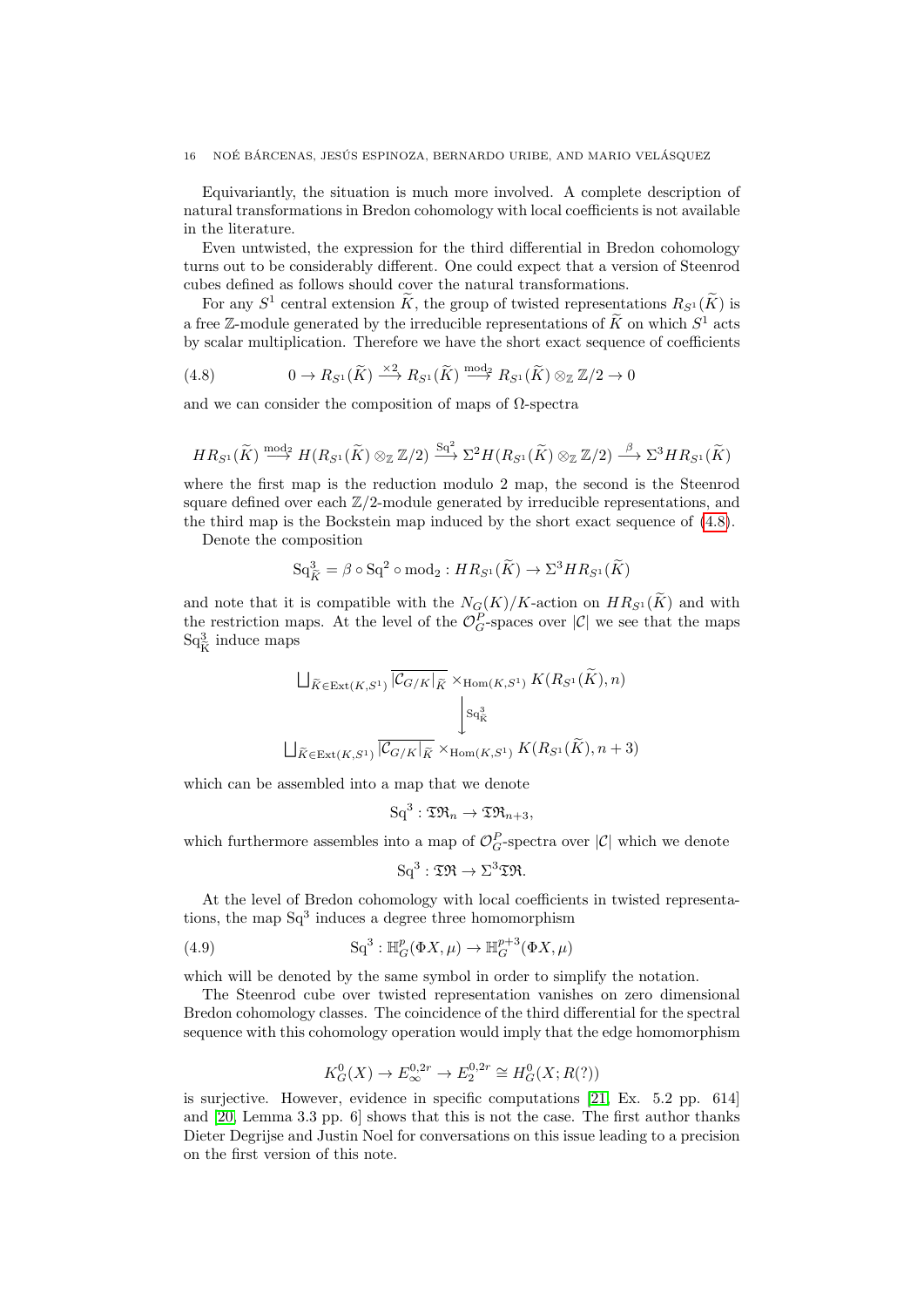Equivariantly, the situation is much more involved. A complete description of natural transformations in Bredon cohomology with local coefficients is not available in the literature.

Even untwisted, the expression for the third differential in Bredon cohomology turns out to be considerably different. One could expect that a version of Steenrod cubes defined as follows should cover the natural transformations.

For any $S^1$ central extension $\widetilde{K}$, the group of twisted representations $R_{S^1}(\widetilde{K})$ is a free $\mathbb{Z}$-module generated by the irreducible representations of $\widetilde{K}$ on which $S^1$ acts by scalar multiplication. Therefore we have the short exact sequence of coefficients

$$0 \to R_{S^1}(\widetilde{K}) \xrightarrow{\times 2} R_{S^1}(\widetilde{K}) \xrightarrow{\text{mod}_2} R_{S^1}(\widetilde{K}) \otimes_{\mathbb{Z}} \mathbb{Z}/2 \to 0 \tag{4.8}$$

and we can consider the composition of maps of $\Omega$-spectra

$$HR_{S^1}(\widetilde{K}) \xrightarrow{\text{mod}_2} H(R_{S^1}(\widetilde{K}) \otimes_{\mathbb{Z}} \mathbb{Z}/2) \xrightarrow{\text{Sq}^2} \Sigma^2 H(R_{S^1}(\widetilde{K}) \otimes_{\mathbb{Z}} \mathbb{Z}/2) \xrightarrow{\beta} \Sigma^3 HR_{S^1}(\widetilde{K})$$

where the first map is the reduction modulo 2 map, the second is the Steenrod square defined over each $\mathbb{Z}/2$-module generated by irreducible representations, and the third map is the Bockstein map induced by the short exact sequence of (4.8).

Denote the composition

$$\text{Sq}^3_{\widetilde{K}} = \beta \circ \text{Sq}^2 \circ \text{mod}_2 : HR_{S^1}(\widetilde{K}) \to \Sigma^3 HR_{S^1}(\widetilde{K})$$

and note that it is compatible with the $N_G(K)/K$-action on $HR_{S^1}(\widetilde{K})$ and with the restriction maps. At the level of the $\mathcal{O}^P_G$-spaces over $|\mathcal{C}|$ we see that the maps $\text{Sq}^3_{\mathbb{K}}$ induce maps

$$\begin{array}{c}
\bigsqcup_{\widetilde{K} \in \text{Ext}(K,S^1)} \overline{|\mathcal{C}_{G/K}|_{\widetilde{K}}} \times_{\text{Hom}(K,S^1)} K(R_{S^1}(\widetilde{K}), n) \\
\Big\downarrow {\scriptstyle \text{Sq}^3_{\mathbb{K}}} \\
\bigsqcup_{\widetilde{K} \in \text{Ext}(K,S^1)} \overline{|\mathcal{C}_{G/K}|_{\widetilde{K}}} \times_{\text{Hom}(K,S^1)} K(R_{S^1}(\widetilde{K}), n+3)
\end{array}$$

which can be assembled into a map that we denote

$$\text{Sq}^3 : \mathfrak{TR}_n \to \mathfrak{TR}_{n+3},$$

which furthermore assembles into a map of $\mathcal{O}^P_G$-spectra over $|\mathcal{C}|$ which we denote

$$\text{Sq}^3 : \mathfrak{TR} \to \Sigma^3 \mathfrak{TR}.$$

At the level of Bredon cohomology with local coefficients in twisted representations, the map $\text{Sq}^3$ induces a degree three homomorphism

$$\text{Sq}^3 : \mathbb{H}^p_G(\Phi X, \mu) \to \mathbb{H}^{p+3}_G(\Phi X, \mu) \tag{4.9}$$

which will be denoted by the same symbol in order to simplify the notation.

The Steenrod cube over twisted representation vanishes on zero dimensional Bredon cohomology classes. The coincidence of the third differential for the spectral sequence with this cohomology operation would imply that the edge homomorphism

$$K^0_G(X) \to E^{0,2r}_\infty \to E^{0,2r}_2 \cong H^0_G(X; R(?))$$

is surjective. However, evidence in specific computations [21, Ex. 5.2 pp. 614] and [20, Lemma 3.3 pp. 6] shows that this is not the case. The first author thanks Dieter Degrijse and Justin Noel for conversations on this issue leading to a precision on the first version of this note.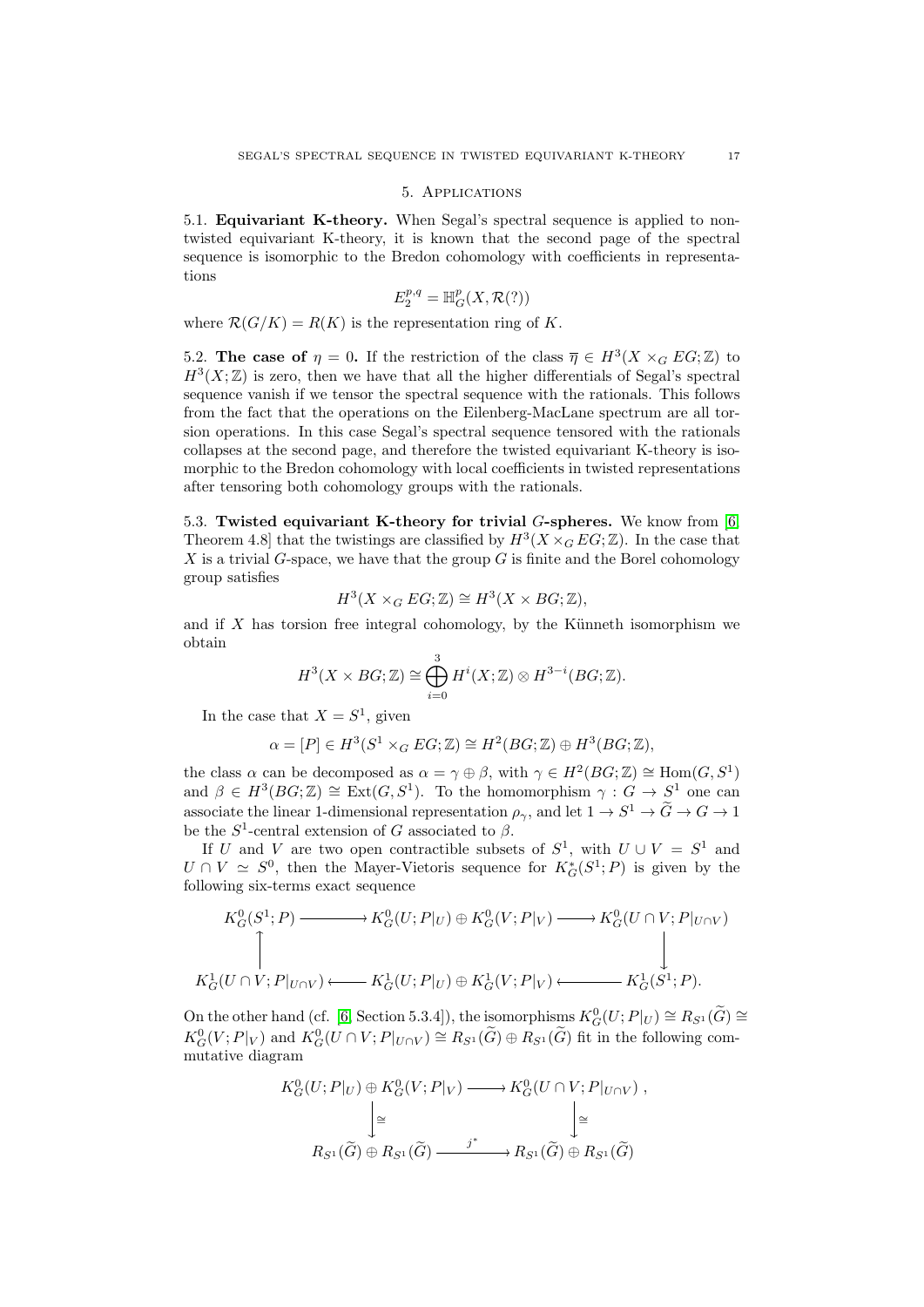## 5. Applications

**5.1. Equivariant K-theory.** When Segal's spectral sequence is applied to non-twisted equivariant K-theory, it is known that the second page of the spectral sequence is isomorphic to the Bredon cohomology with coefficients in representations

$$E_2^{p,q} = \mathbb{H}^p_G(X, \mathcal{R}(?))$$

where $\mathcal{R}(G/K) = R(K)$ is the representation ring of $K$.

**5.2. The case of $\eta = 0$.** If the restriction of the class $\overline{\eta} \in H^3(X \times_G EG; \mathbb{Z})$ to $H^3(X; \mathbb{Z})$ is zero, then we have that all the higher differentials of Segal's spectral sequence vanish if we tensor the spectral sequence with the rationals. This follows from the fact that the operations on the Eilenberg-MacLane spectrum are all torsion operations. In this case Segal's spectral sequence tensored with the rationals collapses at the second page, and therefore the twisted equivariant K-theory is isomorphic to the Bredon cohomology with local coefficients in twisted representations after tensoring both cohomology groups with the rationals.

**5.3. Twisted equivariant K-theory for trivial $G$-spheres.** We know from [6, Theorem 4.8] that the twistings are classified by $H^3(X \times_G EG; \mathbb{Z})$. In the case that $X$ is a trivial $G$-space, we have that the group $G$ is finite and the Borel cohomology group satisfies

$$H^3(X \times_G EG; \mathbb{Z}) \cong H^3(X \times BG; \mathbb{Z}),$$

and if $X$ has torsion free integral cohomology, by the Künneth isomorphism we obtain

$$H^3(X \times BG; \mathbb{Z}) \cong \bigoplus_{i=0}^{3} H^i(X; \mathbb{Z}) \otimes H^{3-i}(BG; \mathbb{Z}).$$

In the case that $X = S^1$, given

$$\alpha = [P] \in H^3(S^1 \times_G EG; \mathbb{Z}) \cong H^2(BG; \mathbb{Z}) \oplus H^3(BG; \mathbb{Z}),$$

the class $\alpha$ can be decomposed as $\alpha = \gamma \oplus \beta$, with $\gamma \in H^2(BG; \mathbb{Z}) \cong \mathrm{Hom}(G, S^1)$ and $\beta \in H^3(BG; \mathbb{Z}) \cong \mathrm{Ext}(G, S^1)$. To the homomorphism $\gamma : G \to S^1$ one can associate the linear 1-dimensional representation $\rho_\gamma$, and let $1 \to S^1 \to \widetilde{G} \to G \to 1$ be the $S^1$-central extension of $G$ associated to $\beta$.

If $U$ and $V$ are two open contractible subsets of $S^1$, with $U \cup V = S^1$ and $U \cap V \simeq S^0$, then the Mayer-Vietoris sequence for $K^*_G(S^1; P)$ is given by the following six-terms exact sequence

$$\begin{array}{ccccc}
K^0_G(S^1; P) & \longrightarrow & K^0_G(U; P|_U) \oplus K^0_G(V; P|_V) & \longrightarrow & K^0_G(U \cap V; P|_{U\cap V}) \\
\uparrow & & & & \downarrow \\
K^1_G(U \cap V; P|_{U\cap V}) & \longleftarrow & K^1_G(U; P|_U) \oplus K^1_G(V; P|_V) & \longleftarrow & K^1_G(S^1; P).
\end{array}$$

On the other hand (cf. [6, Section 5.3.4]), the isomorphisms $K^0_G(U; P|_U) \cong R_{S^1}(\widetilde{G}) \cong K^0_G(V; P|_V)$ and $K^0_G(U \cap V; P|_{U\cap V}) \cong R_{S^1}(\widetilde{G}) \oplus R_{S^1}(\widetilde{G})$ fit in the following commutative diagram

$$\begin{array}{ccc}
K^0_G(U; P|_U) \oplus K^0_G(V; P|_V) & \longrightarrow & K^0_G(U \cap V; P|_{U\cap V}) \,, \\
\downarrow \cong & & \downarrow \cong \\
R_{S^1}(\widetilde{G}) \oplus R_{S^1}(\widetilde{G}) & \xrightarrow{\; j^* \;} & R_{S^1}(\widetilde{G}) \oplus R_{S^1}(\widetilde{G})
\end{array}$$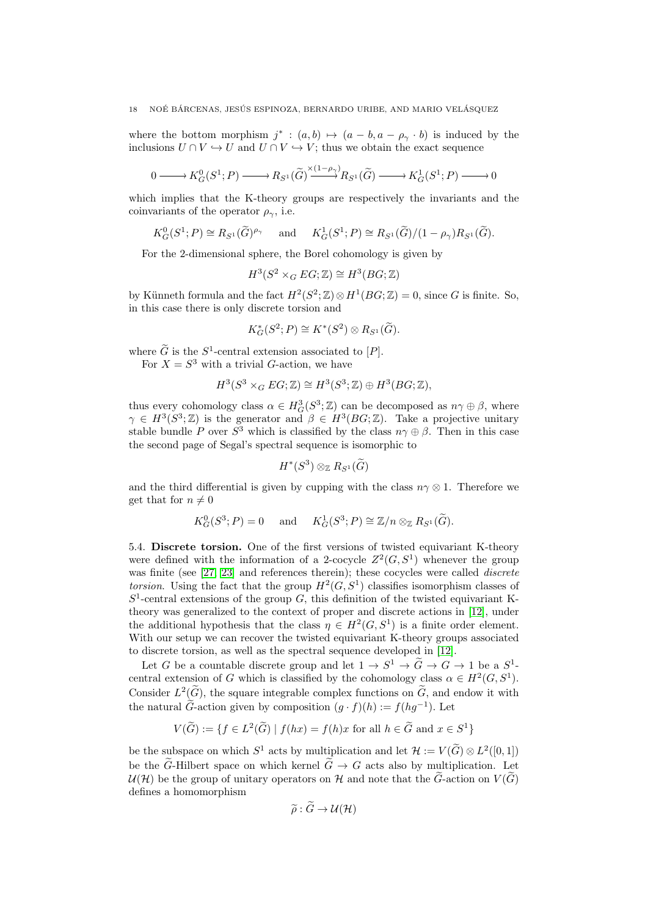where the bottom morphism $j^* : (a,b) \mapsto (a - b, a - \rho_\gamma \cdot b)$ is induced by the inclusions $U \cap V \hookrightarrow U$ and $U \cap V \hookrightarrow V$; thus we obtain the exact sequence

$$0 \longrightarrow K^0_G(S^1;P) \longrightarrow R_{S^1}(\widetilde{G}) \xrightarrow{\times(1-\rho_\gamma)} R_{S^1}(\widetilde{G}) \longrightarrow K^1_G(S^1;P) \longrightarrow 0$$

which implies that the K-theory groups are respectively the invariants and the coinvariants of the operator $\rho_\gamma$, i.e.

$$K^0_G(S^1;P) \cong R_{S^1}(\widetilde{G})^{\rho_\gamma} \quad \text{and} \quad K^1_G(S^1;P) \cong R_{S^1}(\widetilde{G})/(1-\rho_\gamma)R_{S^1}(\widetilde{G}).$$

For the 2-dimensional sphere, the Borel cohomology is given by

$$H^3(S^2 \times_G EG;\mathbb{Z}) \cong H^3(BG;\mathbb{Z})$$

by Künneth formula and the fact $H^2(S^2;\mathbb{Z}) \otimes H^1(BG;\mathbb{Z}) = 0$, since $G$ is finite. So, in this case there is only discrete torsion and

$$K^*_G(S^2;P) \cong K^*(S^2) \otimes R_{S^1}(\widetilde{G}).$$

where $\widetilde{G}$ is the $S^1$-central extension associated to $[P]$.

For $X = S^3$ with a trivial $G$-action, we have

$$H^3(S^3 \times_G EG;\mathbb{Z}) \cong H^3(S^3;\mathbb{Z}) \oplus H^3(BG;\mathbb{Z}),$$

thus every cohomology class $\alpha \in H^3_G(S^3;\mathbb{Z})$ can be decomposed as $n\gamma \oplus \beta$, where $\gamma \in H^3(S^3;\mathbb{Z})$ is the generator and $\beta \in H^3(BG;\mathbb{Z})$. Take a projective unitary stable bundle $P$ over $S^3$ which is classified by the class $n\gamma \oplus \beta$. Then in this case the second page of Segal's spectral sequence is isomorphic to

$$H^*(S^3) \otimes_{\mathbb{Z}} R_{S^1}(\widetilde{G})$$

and the third differential is given by cupping with the class $n\gamma \otimes 1$. Therefore we get that for $n \neq 0$

$$K^0_G(S^3;P) = 0 \quad \text{and} \quad K^1_G(S^3;P) \cong \mathbb{Z}/n \otimes_{\mathbb{Z}} R_{S^1}(\widetilde{G}).$$

**5.4. Discrete torsion.** One of the first versions of twisted equivariant K-theory were defined with the information of a 2-cocycle $Z^2(G,S^1)$ whenever the group was finite (see [27, 23] and references therein); these cocycles were called *discrete torsion*. Using the fact that the group $H^2(G,S^1)$ classifies isomorphism classes of $S^1$-central extensions of the group $G$, this definition of the twisted equivariant K-theory was generalized to the context of proper and discrete actions in [12], under the additional hypothesis that the class $\eta \in H^2(G,S^1)$ is a finite order element. With our setup we can recover the twisted equivariant K-theory groups associated to discrete torsion, as well as the spectral sequence developed in [12].

Let $G$ be a countable discrete group and let $1 \to S^1 \to \widetilde{G} \to G \to 1$ be a $S^1$-central extension of $G$ which is classified by the cohomology class $\alpha \in H^2(G,S^1)$. Consider $L^2(\widetilde{G})$, the square integrable complex functions on $\widetilde{G}$, and endow it with the natural $\widetilde{G}$-action given by composition $(g \cdot f)(h) := f(hg^{-1})$. Let

$$V(\widetilde{G}) := \{f \in L^2(\widetilde{G}) \mid f(hx) = f(h)x \text{ for all } h \in \widetilde{G} \text{ and } x \in S^1\}$$

be the subspace on which $S^1$ acts by multiplication and let $\mathcal{H} := V(\widetilde{G}) \otimes L^2([0,1])$ be the $\widetilde{G}$-Hilbert space on which kernel $\widetilde{G} \to G$ acts also by multiplication. Let $\mathcal{U}(\mathcal{H})$ be the group of unitary operators on $\mathcal{H}$ and note that the $\widetilde{G}$-action on $V(\widetilde{G})$ defines a homomorphism

$$\widetilde{\rho} : \widetilde{G} \to \mathcal{U}(\mathcal{H})$$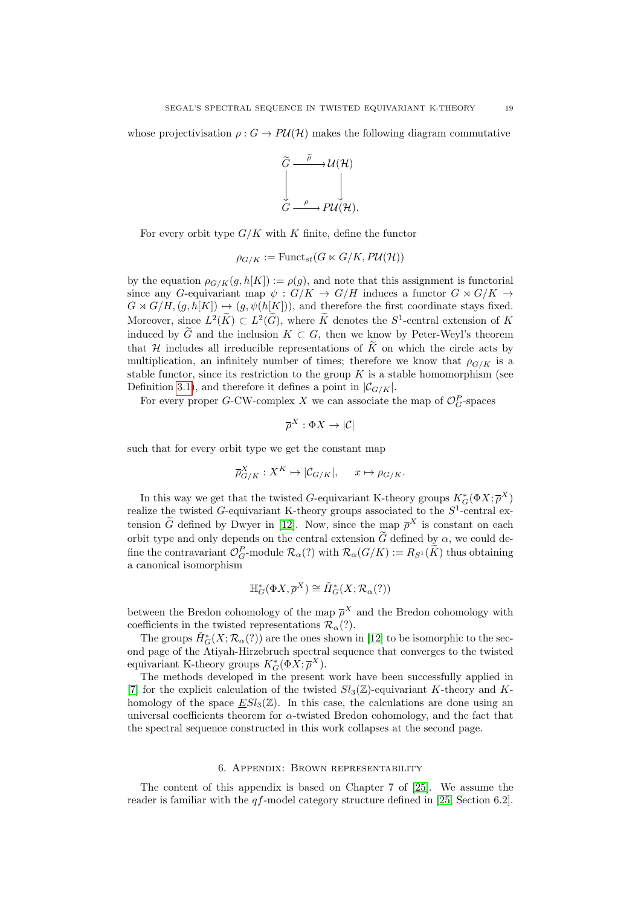whose projectivisation $\rho : G \to P\mathcal{U}(\mathcal{H})$ makes the following diagram commutative

$$\begin{array}{ccc} \widetilde{G} & \xrightarrow{\widetilde{\rho}} & \mathcal{U}(\mathcal{H}) \\ \downarrow & & \downarrow \\ G & \xrightarrow{\rho} & P\mathcal{U}(\mathcal{H}). \end{array}$$

For every orbit type $G/K$ with $K$ finite, define the functor

$$\rho_{G/K} := \text{Funct}_{st}(G \ltimes G/K, P\mathcal{U}(\mathcal{H}))$$

by the equation $\rho_{G/K}(g, h[K]) := \rho(g)$, and note that this assignment is functorial since any $G$-equivariant map $\psi : G/K \to G/H$ induces a functor $G \rtimes G/K \to G \rtimes G/H, (g, h[K]) \mapsto (g, \psi(h[K]))$, and therefore the first coordinate stays fixed. Moreover, since $L^2(\widetilde{K}) \subset L^2(\widetilde{G})$, where $\widetilde{K}$ denotes the $S^1$-central extension of $K$ induced by $\widetilde{G}$ and the inclusion $K \subset G$, then we know by Peter-Weyl's theorem that $\mathcal{H}$ includes all irreducible representations of $\widetilde{K}$ on which the circle acts by multiplication, an infinitely number of times; therefore we know that $\rho_{G/K}$ is a stable functor, since its restriction to the group $K$ is a stable homomorphism (see Definition 3.1), and therefore it defines a point in $|\mathcal{C}_{G/K}|$.

For every proper $G$-CW-complex $X$ we can associate the map of $\mathcal{O}_G^P$-spaces

$$\overline{\rho}^X : \Phi X \to |\mathcal{C}|$$

such that for every orbit type we get the constant map

$$\overline{\rho}^X_{G/K} : X^K \mapsto |\mathcal{C}_{G/K}|, \qquad x \mapsto \rho_{G/K}.$$

In this way we get that the twisted $G$-equivariant K-theory groups $K_G^*(\Phi X; \overline{\rho}^X)$ realize the twisted $G$-equivariant K-theory groups associated to the $S^1$-central extension $\widetilde{G}$ defined by Dwyer in [12]. Now, since the map $\overline{\rho}^X$ is constant on each orbit type and only depends on the central extension $\widetilde{G}$ defined by $\alpha$, we could define the contravariant $\mathcal{O}_G^P$-module $\mathcal{R}_\alpha(?)$ with $\mathcal{R}_\alpha(G/K) := R_{S^1}(\widetilde{K})$ thus obtaining a canonical isomorphism

$$\mathbb{H}_G^*(\Phi X, \overline{\rho}^X) \cong \check{H}_G^*(X; \mathcal{R}_\alpha(?))$$

between the Bredon cohomology of the map $\overline{\rho}^X$ and the Bredon cohomology with coefficients in the twisted representations $\mathcal{R}_\alpha(?)$.

The groups $\check{H}_G^*(X; \mathcal{R}_\alpha(?))$ are the ones shown in [12] to be isomorphic to the second page of the Atiyah-Hirzebruch spectral sequence that converges to the twisted equivariant K-theory groups $K_G^*(\Phi X; \overline{\rho}^X)$.

The methods developed in the present work have been successfully applied in [7] for the explicit calculation of the twisted $Sl_3(\mathbb{Z})$-equivariant $K$-theory and $K$-homology of the space $\underline{E}Sl_3(\mathbb{Z})$. In this case, the calculations are done using an universal coefficients theorem for $\alpha$-twisted Bredon cohomology, and the fact that the spectral sequence constructed in this work collapses at the second page.

## 6. Appendix: Brown representability

The content of this appendix is based on Chapter 7 of [25]. We assume the reader is familiar with the $qf$-model category structure defined in [25, Section 6.2].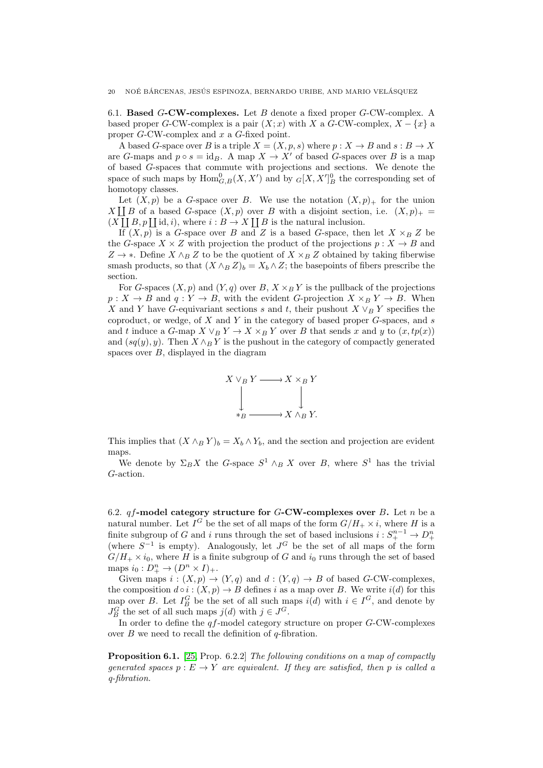### 6.1. **Based $G$-CW-complexes.**

Let $B$ denote a fixed proper $G$-CW-complex. A based proper $G$-CW-complex is a pair $(X;x)$ with $X$ a $G$-CW-complex, $X-\{x\}$ a proper $G$-CW-complex and $x$ a $G$-fixed point.

A based $G$-space over $B$ is a triple $X=(X,p,s)$ where $p:X\to B$ and $s:B\to X$ are $G$-maps and $p\circ s=\mathrm{id}_B$. A map $X\to X'$ of based $G$-spaces over $B$ is a map of based $G$-spaces that commute with projections and sections. We denote the space of such maps by $\mathrm{Hom}^0_{G,B}(X,X')$ and by ${}_G[X,X']^0_B$ the corresponding set of homotopy classes.

Let $(X,p)$ be a $G$-space over $B$. We use the notation $(X,p)_+$ for the union $X\coprod B$ of a based $G$-space $(X,p)$ over $B$ with a disjoint section, i.e. $(X,p)_+=(X\coprod B, p\coprod \mathrm{id}, i)$, where $i:B\to X\coprod B$ is the natural inclusion.

If $(X,p)$ is a $G$-space over $B$ and $Z$ is a based $G$-space, then let $X\times_B Z$ be the $G$-space $X\times Z$ with projection the product of the projections $p:X\to B$ and $Z\to *$. Define $X\wedge_B Z$ to be the quotient of $X\times_B Z$ obtained by taking fiberwise smash products, so that $(X\wedge_B Z)_b=X_b\wedge Z$; the basepoints of fibers prescribe the section.

For $G$-spaces $(X,p)$ and $(Y,q)$ over $B$, $X\times_B Y$ is the pullback of the projections $p:X\to B$ and $q:Y\to B$, with the evident $G$-projection $X\times_B Y\to B$. When $X$ and $Y$ have $G$-equivariant sections $s$ and $t$, their pushout $X\vee_B Y$ specifies the coproduct, or wedge, of $X$ and $Y$ in the category of based proper $G$-spaces, and $s$ and $t$ induce a $G$-map $X\vee_B Y\to X\times_B Y$ over $B$ that sends $x$ and $y$ to $(x,tp(x))$ and $(sq(y),y)$. Then $X\wedge_B Y$ is the pushout in the category of compactly generated spaces over $B$, displayed in the diagram

$$\begin{array}{ccc} X\vee_B Y & \longrightarrow & X\times_B Y \\ \big\downarrow & & \big\downarrow \\ *_B & \longrightarrow & X\wedge_B Y. \end{array}$$

This implies that $(X\wedge_B Y)_b=X_b\wedge Y_b$, and the section and projection are evident maps.

We denote by $\Sigma_B X$ the $G$-space $S^1\wedge_B X$ over $B$, where $S^1$ has the trivial $G$-action.

### 6.2. **$qf$-model category structure for $G$-CW-complexes over $B$.**

Let $n$ be a natural number. Let $I^G$ be the set of all maps of the form $G/H_+\times i$, where $H$ is a finite subgroup of $G$ and $i$ runs through the set of based inclusions $i:S^{n-1}_+\to D^n_+$ (where $S^{-1}$ is empty). Analogously, let $J^G$ be the set of all maps of the form $G/H_+\times i_0$, where $H$ is a finite subgroup of $G$ and $i_0$ runs through the set of based maps $i_0:D^n_+\to (D^n\times I)_+$.

Given maps $i:(X,p)\to (Y,q)$ and $d:(Y,q)\to B$ of based $G$-CW-complexes, the composition $d\circ i:(X,p)\to B$ defines $i$ as a map over $B$. We write $i(d)$ for this map over $B$. Let $I^G_B$ be the set of all such maps $i(d)$ with $i\in I^G$, and denote by $J^G_B$ the set of all such maps $j(d)$ with $j\in J^G$.

In order to define the $qf$-model category structure on proper $G$-CW-complexes over $B$ we need to recall the definition of $q$-fibration.

**Proposition 6.1.** [25, Prop. 6.2.2] *The following conditions on a map of compactly generated spaces $p:E\to Y$ are equivalent. If they are satisfied, then $p$ is called a $q$-fibration.*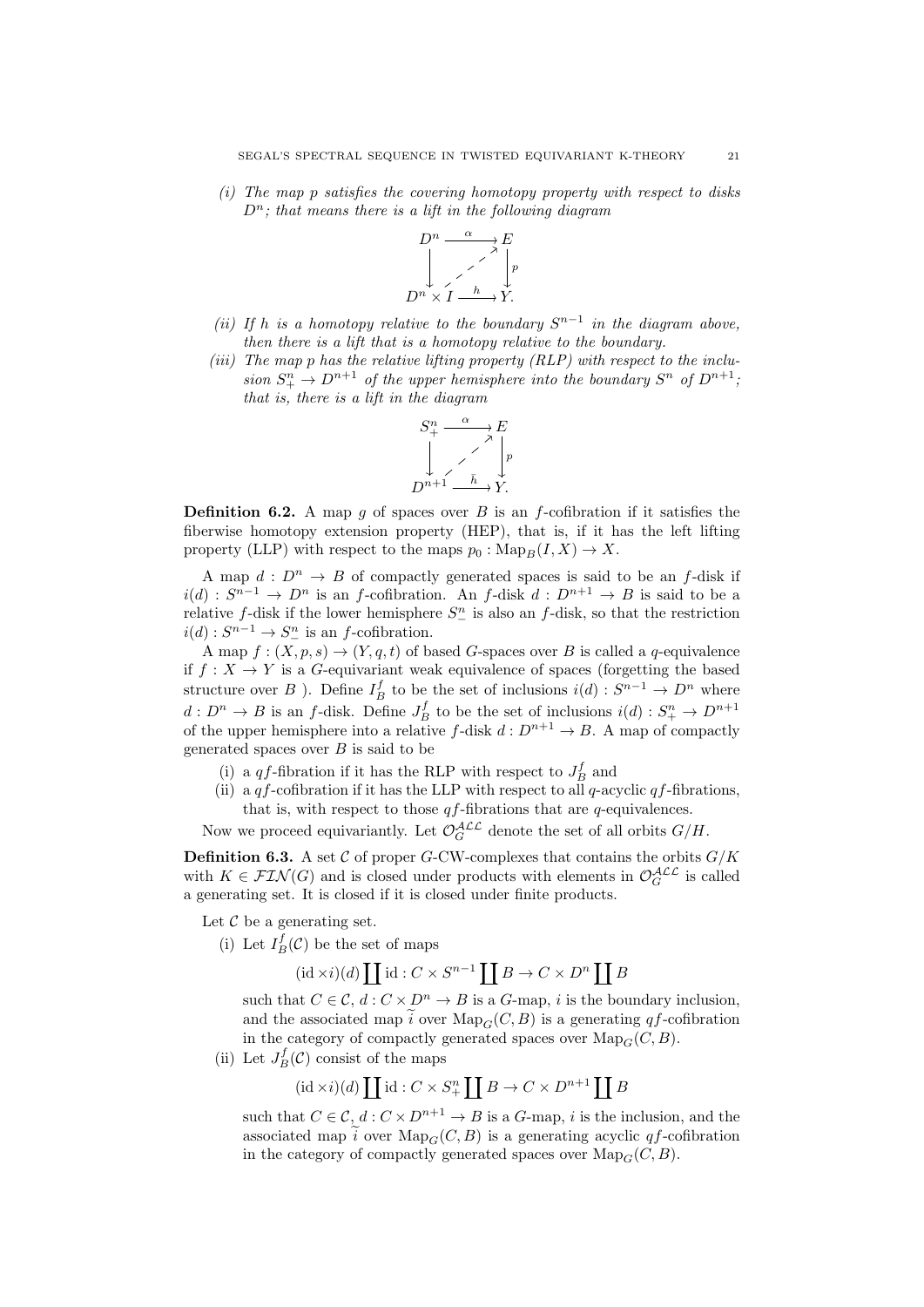(i) *The map $p$ satisfies the covering homotopy property with respect to disks $D^n$; that means there is a lift in the following diagram*

$$\begin{array}{ccc} D^n & \xrightarrow{\alpha} & E \\ \downarrow & \nearrow & \downarrow p \\ D^n \times I & \xrightarrow{h} & Y. \end{array}$$

(ii) *If $h$ is a homotopy relative to the boundary $S^{n-1}$ in the diagram above, then there is a lift that is a homotopy relative to the boundary.*

(iii) *The map $p$ has the relative lifting property (RLP) with respect to the inclusion $S^n_+ \to D^{n+1}$ of the upper hemisphere into the boundary $S^n$ of $D^{n+1}$; that is, there is a lift in the diagram*

$$\begin{array}{ccc} S^n_+ & \xrightarrow{\alpha} & E \\ \downarrow & \nearrow & \downarrow p \\ D^{n+1} & \xrightarrow{\bar{h}} & Y. \end{array}$$

**Definition 6.2.** A map $g$ of spaces over $B$ is an $f$-cofibration if it satisfies the fiberwise homotopy extension property (HEP), that is, if it has the left lifting property (LLP) with respect to the maps $p_0 : \mathrm{Map}_B(I, X) \to X$.

A map $d : D^n \to B$ of compactly generated spaces is said to be an $f$-disk if $i(d) : S^{n-1} \to D^n$ is an $f$-cofibration. An $f$-disk $d : D^{n+1} \to B$ is said to be a relative $f$-disk if the lower hemisphere $S^n_-$ is also an $f$-disk, so that the restriction $i(d) : S^{n-1} \to S^n_-$ is an $f$-cofibration.

A map $f : (X, p, s) \to (Y, q, t)$ of based $G$-spaces over $B$ is called a $q$-equivalence if $f : X \to Y$ is a $G$-equivariant weak equivalence of spaces (forgetting the based structure over $B$ ). Define $I^f_B$ to be the set of inclusions $i(d) : S^{n-1} \to D^n$ where $d : D^n \to B$ is an $f$-disk. Define $J^f_B$ to be the set of inclusions $i(d) : S^n_+ \to D^{n+1}$ of the upper hemisphere into a relative $f$-disk $d : D^{n+1} \to B$. A map of compactly generated spaces over $B$ is said to be

(i) a $qf$-fibration if it has the RLP with respect to $J^f_B$ and

(ii) a $qf$-cofibration if it has the LLP with respect to all $q$-acyclic $qf$-fibrations, that is, with respect to those $qf$-fibrations that are $q$-equivalences.

Now we proceed equivariantly. Let $\mathcal{O}^{\mathcal{ALL}}_G$ denote the set of all orbits $G/H$.

**Definition 6.3.** A set $\mathcal{C}$ of proper $G$-CW-complexes that contains the orbits $G/K$ with $K \in \mathcal{FIN}(G)$ and is closed under products with elements in $\mathcal{O}^{\mathcal{ALL}}_G$ is called a generating set. It is closed if it is closed under finite products.

Let $\mathcal{C}$ be a generating set.

(i) Let $I^f_B(\mathcal{C})$ be the set of maps

$$(\mathrm{id} \times i)(d) \coprod \mathrm{id} : C \times S^{n-1} \coprod B \to C \times D^n \coprod B$$

such that $C \in \mathcal{C}$, $d : C \times D^n \to B$ is a $G$-map, $i$ is the boundary inclusion, and the associated map $\widetilde{i}$ over $\mathrm{Map}_G(C, B)$ is a generating $qf$-cofibration in the category of compactly generated spaces over $\mathrm{Map}_G(C, B)$.

(ii) Let $J^f_B(\mathcal{C})$ consist of the maps

$$(\mathrm{id} \times i)(d) \coprod \mathrm{id} : C \times S^n_+ \coprod B \to C \times D^{n+1} \coprod B$$

such that $C \in \mathcal{C}$, $d : C \times D^{n+1} \to B$ is a $G$-map, $i$ is the inclusion, and the associated map $\widetilde{i}$ over $\mathrm{Map}_G(C, B)$ is a generating acyclic $qf$-cofibration in the category of compactly generated spaces over $\mathrm{Map}_G(C, B)$.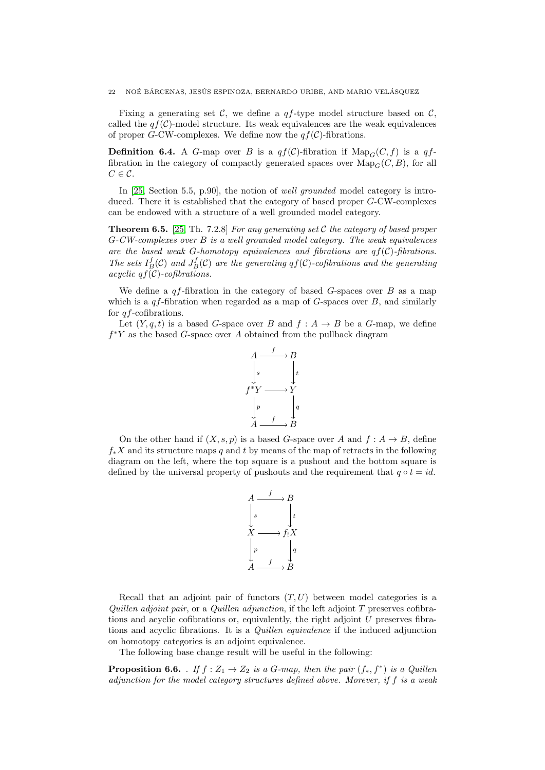Fixing a generating set $\mathcal{C}$, we define a $qf$-type model structure based on $\mathcal{C}$, called the $qf(\mathcal{C})$-model structure. Its weak equivalences are the weak equivalences of proper $G$-CW-complexes. We define now the $qf(\mathcal{C})$-fibrations.

**Definition 6.4.** A $G$-map over $B$ is a $qf(\mathcal{C})$-fibration if $\mathrm{Map}_G(C, f)$ is a $qf$-fibration in the category of compactly generated spaces over $\mathrm{Map}_G(C, B)$, for all $C \in \mathcal{C}$.

In [25, Section 5.5, p.90], the notion of *well grounded* model category is introduced. There it is established that the category of based proper $G$-CW-complexes can be endowed with a structure of a well grounded model category.

**Theorem 6.5.** [25, Th. 7.2.8] *For any generating set $\mathcal{C}$ the category of based proper $G$-CW-complexes over $B$ is a well grounded model category. The weak equivalences are the based weak $G$-homotopy equivalences and fibrations are $qf(\mathcal{C})$-fibrations. The sets $I_B^f(\mathcal{C})$ and $J_B^f(\mathcal{C})$ are the generating $qf(\mathcal{C})$-cofibrations and the generating acyclic $qf(\mathcal{C})$-cofibrations.*

We define a $qf$-fibration in the category of based $G$-spaces over $B$ as a map which is a $qf$-fibration when regarded as a map of $G$-spaces over $B$, and similarly for $qf$-cofibrations.

Let $(Y, q, t)$ is a based $G$-space over $B$ and $f : A \to B$ be a $G$-map, we define $f^*Y$ as the based $G$-space over $A$ obtained from the pullback diagram

$$\begin{array}{ccc}
A & \xrightarrow{f} & B \\
\downarrow{\scriptstyle s} & & \downarrow{\scriptstyle t} \\
f^*Y & \longrightarrow & Y \\
\downarrow{\scriptstyle p} & & \downarrow{\scriptstyle q} \\
A & \xrightarrow{f} & B
\end{array}$$

On the other hand if $(X, s, p)$ is a based $G$-space over $A$ and $f : A \to B$, define $f_*X$ and its structure maps $q$ and $t$ by means of the map of retracts in the following diagram on the left, where the top square is a pushout and the bottom square is defined by the universal property of pushouts and the requirement that $q \circ t = id$.

$$\begin{array}{ccc}
A & \xrightarrow{f} & B \\
\downarrow{\scriptstyle s} & & \downarrow{\scriptstyle t} \\
X & \longrightarrow & f_!X \\
\downarrow{\scriptstyle p} & & \downarrow{\scriptstyle q} \\
A & \xrightarrow{f} & B
\end{array}$$

Recall that an adjoint pair of functors $(T, U)$ between model categories is a *Quillen adjoint pair*, or a *Quillen adjunction*, if the left adjoint $T$ preserves cofibrations and acyclic cofibrations or, equivalently, the right adjoint $U$ preserves fibrations and acyclic fibrations. It is a *Quillen equivalence* if the induced adjunction on homotopy categories is an adjoint equivalence.

The following base change result will be useful in the following:

**Proposition 6.6.** . *If $f : Z_1 \to Z_2$ is a $G$-map, then the pair $(f_*, f^*)$ is a Quillen adjunction for the model category structures defined above. Morever, if $f$ is a weak*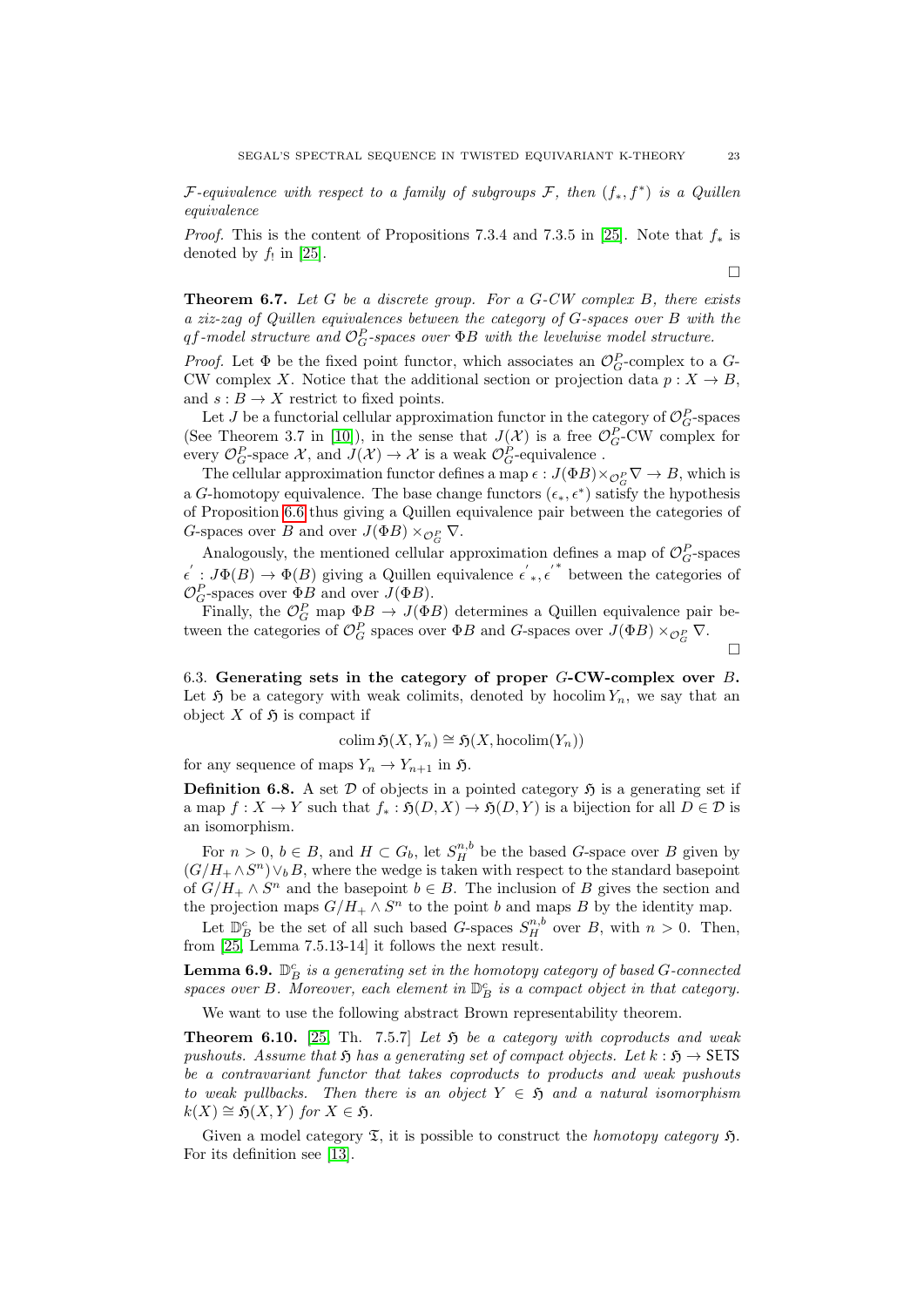$\mathcal{F}$-equivalence with respect to a family of subgroups $\mathcal{F}$, then $(f_*, f^*)$ is a Quillen equivalence

*Proof.* This is the content of Propositions 7.3.4 and 7.3.5 in [25]. Note that $f_*$ is denoted by $f_!$ in [25]. □

**Theorem 6.7.** *Let $G$ be a discrete group. For a $G$-CW complex $B$, there exists a ziz-zag of Quillen equivalences between the category of $G$-spaces over $B$ with the $qf$-model structure and $\mathcal{O}_G^P$-spaces over $\Phi B$ with the levelwise model structure.*

*Proof.* Let $\Phi$ be the fixed point functor, which associates an $\mathcal{O}_G^P$-complex to a $G$-CW complex $X$. Notice that the additional section or projection data $p : X \to B$, and $s : B \to X$ restrict to fixed points.

Let $J$ be a functorial cellular approximation functor in the category of $\mathcal{O}_G^P$-spaces (See Theorem 3.7 in [10]), in the sense that $J(\mathcal{X})$ is a free $\mathcal{O}_G^P$-CW complex for every $\mathcal{O}_G^P$-space $\mathcal{X}$, and $J(\mathcal{X}) \to \mathcal{X}$ is a weak $\mathcal{O}_G^P$-equivalence .

The cellular approximation functor defines a map $\epsilon : J(\Phi B) \times_{\mathcal{O}_G^P} \nabla \to B$, which is a $G$-homotopy equivalence. The base change functors $(\epsilon_*, \epsilon^*)$ satisfy the hypothesis of Proposition 6.6 thus giving a Quillen equivalence pair between the categories of $G$-spaces over $B$ and over $J(\Phi B) \times_{\mathcal{O}_G^P} \nabla$.

Analogously, the mentioned cellular approximation defines a map of $\mathcal{O}_G^P$-spaces $\epsilon' : J\Phi(B) \to \Phi(B)$ giving a Quillen equivalence $\epsilon'_*, \epsilon'^*$ between the categories of $\mathcal{O}_G^P$-spaces over $\Phi B$ and over $J(\Phi B)$.

Finally, the $\mathcal{O}_G^P$ map $\Phi B \to J(\Phi B)$ determines a Quillen equivalence pair between the categories of $\mathcal{O}_G^P$ spaces over $\Phi B$ and $G$-spaces over $J(\Phi B) \times_{\mathcal{O}_G^P} \nabla$. □

6.3. **Generating sets in the category of proper $G$-CW-complex over $B$.** Let $\mathfrak{H}$ be a category with weak colimits, denoted by $\operatorname{hocolim} Y_n$, we say that an object $X$ of $\mathfrak{H}$ is compact if

$$\operatorname{colim} \mathfrak{H}(X, Y_n) \cong \mathfrak{H}(X, \operatorname{hocolim}(Y_n))$$

for any sequence of maps $Y_n \to Y_{n+1}$ in $\mathfrak{H}$.

**Definition 6.8.** A set $\mathcal{D}$ of objects in a pointed category $\mathfrak{H}$ is a generating set if a map $f : X \to Y$ such that $f_* : \mathfrak{H}(D, X) \to \mathfrak{H}(D, Y)$ is a bijection for all $D \in \mathcal{D}$ is an isomorphism.

For $n > 0$, $b \in B$, and $H \subset G_b$, let $S_H^{n,b}$ be the based $G$-space over $B$ given by $(G/H_+ \wedge S^n) \vee_b B$, where the wedge is taken with respect to the standard basepoint of $G/H_+ \wedge S^n$ and the basepoint $b \in B$. The inclusion of $B$ gives the section and the projection maps $G/H_+ \wedge S^n$ to the point $b$ and maps $B$ by the identity map.

Let $\mathbb{D}_B^c$ be the set of all such based $G$-spaces $S_H^{n,b}$ over $B$, with $n > 0$. Then, from [25, Lemma 7.5.13-14] it follows the next result.

**Lemma 6.9.** *$\mathbb{D}_B^c$ is a generating set in the homotopy category of based $G$-connected spaces over $B$. Moreover, each element in $\mathbb{D}_B^c$ is a compact object in that category.*

We want to use the following abstract Brown representability theorem.

**Theorem 6.10.** [25, Th. 7.5.7] *Let $\mathfrak{H}$ be a category with coproducts and weak pushouts. Assume that $\mathfrak{H}$ has a generating set of compact objects. Let $k : \mathfrak{H} \to \mathsf{SETS}$ be a contravariant functor that takes coproducts to products and weak pushouts to weak pullbacks. Then there is an object $Y \in \mathfrak{H}$ and a natural isomorphism $k(X) \cong \mathfrak{H}(X, Y)$ for $X \in \mathfrak{H}$.*

Given a model category $\mathfrak{T}$, it is possible to construct the *homotopy category* $\mathfrak{H}$. For its definition see [13].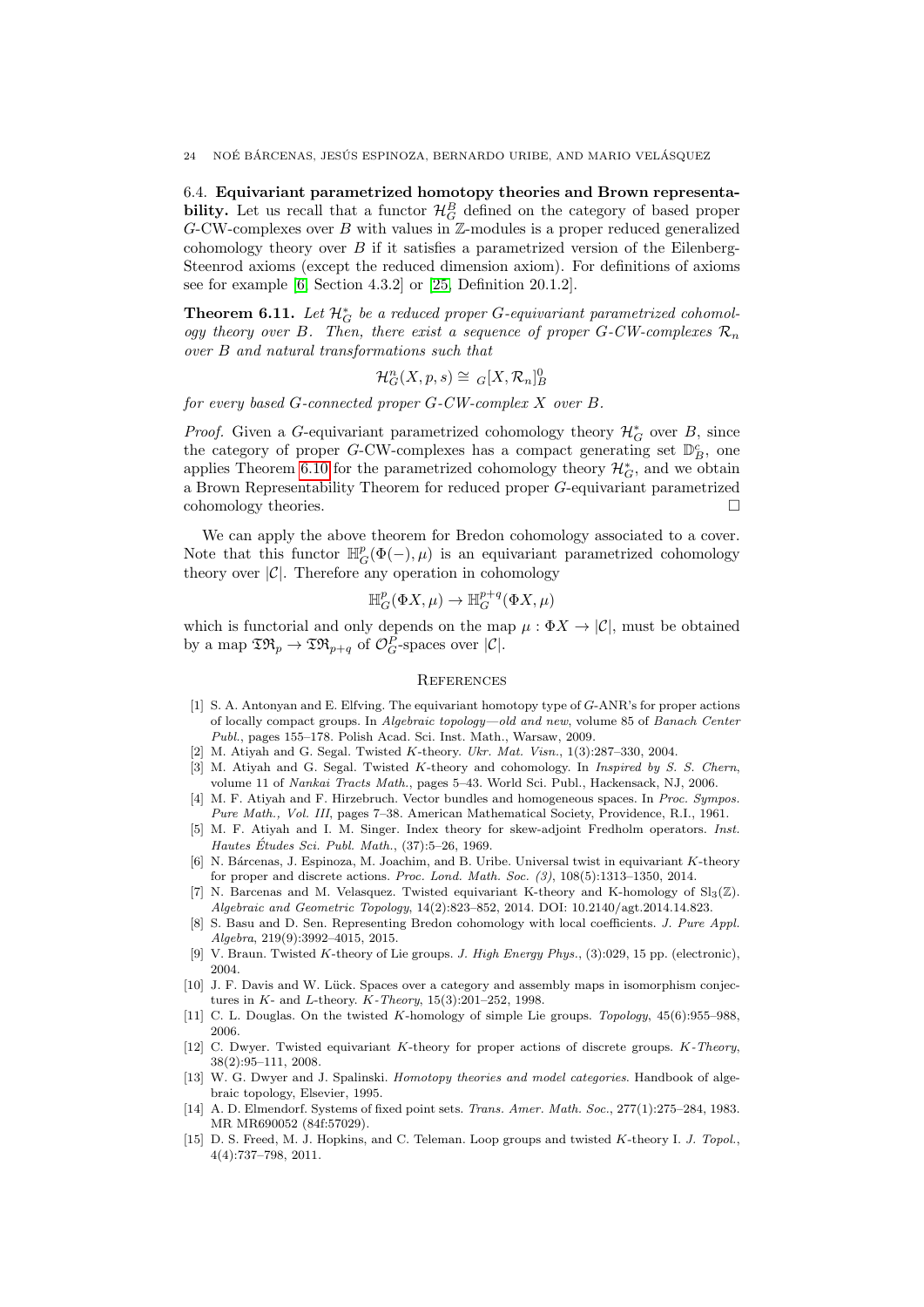### 6.4. Equivariant parametrized homotopy theories and Brown representability.

Let us recall that a functor $\mathcal{H}_G^B$ defined on the category of based proper $G$-CW-complexes over $B$ with values in $\mathbb{Z}$-modules is a proper reduced generalized cohomology theory over $B$ if it satisfies a parametrized version of the Eilenberg-Steenrod axioms (except the reduced dimension axiom). For definitions of axioms see for example [6, Section 4.3.2] or [25, Definition 20.1.2].

**Theorem 6.11.** *Let $\mathcal{H}_G^*$ be a reduced proper $G$-equivariant parametrized cohomology theory over $B$. Then, there exist a sequence of proper $G$-CW-complexes $\mathcal{R}_n$ over $B$ and natural transformations such that*

$$\mathcal{H}_G^n(X, p, s) \cong {}_G[X, \mathcal{R}_n]_B^0$$

*for every based $G$-connected proper $G$-CW-complex $X$ over $B$.*

*Proof.* Given a $G$-equivariant parametrized cohomology theory $\mathcal{H}_G^*$ over $B$, since the category of proper $G$-CW-complexes has a compact generating set $\mathbb{D}_B^c$, one applies Theorem 6.10 for the parametrized cohomology theory $\mathcal{H}_G^*$, and we obtain a Brown Representability Theorem for reduced proper $G$-equivariant parametrized cohomology theories. $\square$

We can apply the above theorem for Bredon cohomology associated to a cover. Note that this functor $\mathbb{H}_G^p(\Phi(-), \mu)$ is an equivariant parametrized cohomology theory over $|\mathcal{C}|$. Therefore any operation in cohomology

$$\mathbb{H}_G^p(\Phi X, \mu) \to \mathbb{H}_G^{p+q}(\Phi X, \mu)$$

which is functorial and only depends on the map $\mu : \Phi X \to |\mathcal{C}|$, must be obtained by a map $\mathfrak{T}\mathfrak{R}_p \to \mathfrak{T}\mathfrak{R}_{p+q}$ of $\mathcal{O}_G^P$-spaces over $|\mathcal{C}|$.

## References

[1] S. A. Antonyan and E. Elfving. The equivariant homotopy type of $G$-ANR's for proper actions of locally compact groups. In *Algebraic topology—old and new*, volume 85 of *Banach Center Publ.*, pages 155–178. Polish Acad. Sci. Inst. Math., Warsaw, 2009.

[2] M. Atiyah and G. Segal. Twisted $K$-theory. *Ukr. Mat. Visn.*, 1(3):287–330, 2004.

[3] M. Atiyah and G. Segal. Twisted $K$-theory and cohomology. In *Inspired by S. S. Chern*, volume 11 of *Nankai Tracts Math.*, pages 5–43. World Sci. Publ., Hackensack, NJ, 2006.

[4] M. F. Atiyah and F. Hirzebruch. Vector bundles and homogeneous spaces. In *Proc. Sympos. Pure Math., Vol. III*, pages 7–38. American Mathematical Society, Providence, R.I., 1961.

[5] M. F. Atiyah and I. M. Singer. Index theory for skew-adjoint Fredholm operators. *Inst. Hautes Études Sci. Publ. Math.*, (37):5–26, 1969.

[6] N. Bárcenas, J. Espinoza, M. Joachim, and B. Uribe. Universal twist in equivariant $K$-theory for proper and discrete actions. *Proc. Lond. Math. Soc. (3)*, 108(5):1313–1350, 2014.

[7] N. Barcenas and M. Velasquez. Twisted equivariant K-theory and K-homology of $\mathrm{Sl}_3(\mathbb{Z})$. *Algebraic and Geometric Topology*, 14(2):823–852, 2014. DOI: 10.2140/agt.2014.14.823.

[8] S. Basu and D. Sen. Representing Bredon cohomology with local coefficients. *J. Pure Appl. Algebra*, 219(9):3992–4015, 2015.

[9] V. Braun. Twisted $K$-theory of Lie groups. *J. High Energy Phys.*, (3):029, 15 pp. (electronic), 2004.

[10] J. F. Davis and W. Lück. Spaces over a category and assembly maps in isomorphism conjectures in $K$- and $L$-theory. *$K$-Theory*, 15(3):201–252, 1998.

[11] C. L. Douglas. On the twisted $K$-homology of simple Lie groups. *Topology*, 45(6):955–988, 2006.

[12] C. Dwyer. Twisted equivariant $K$-theory for proper actions of discrete groups. *$K$-Theory*, 38(2):95–111, 2008.

[13] W. G. Dwyer and J. Spalinski. *Homotopy theories and model categories*. Handbook of algebraic topology, Elsevier, 1995.

[14] A. D. Elmendorf. Systems of fixed point sets. *Trans. Amer. Math. Soc.*, 277(1):275–284, 1983. MR MR690052 (84f:57029).

[15] D. S. Freed, M. J. Hopkins, and C. Teleman. Loop groups and twisted $K$-theory I. *J. Topol.*, 4(4):737–798, 2011.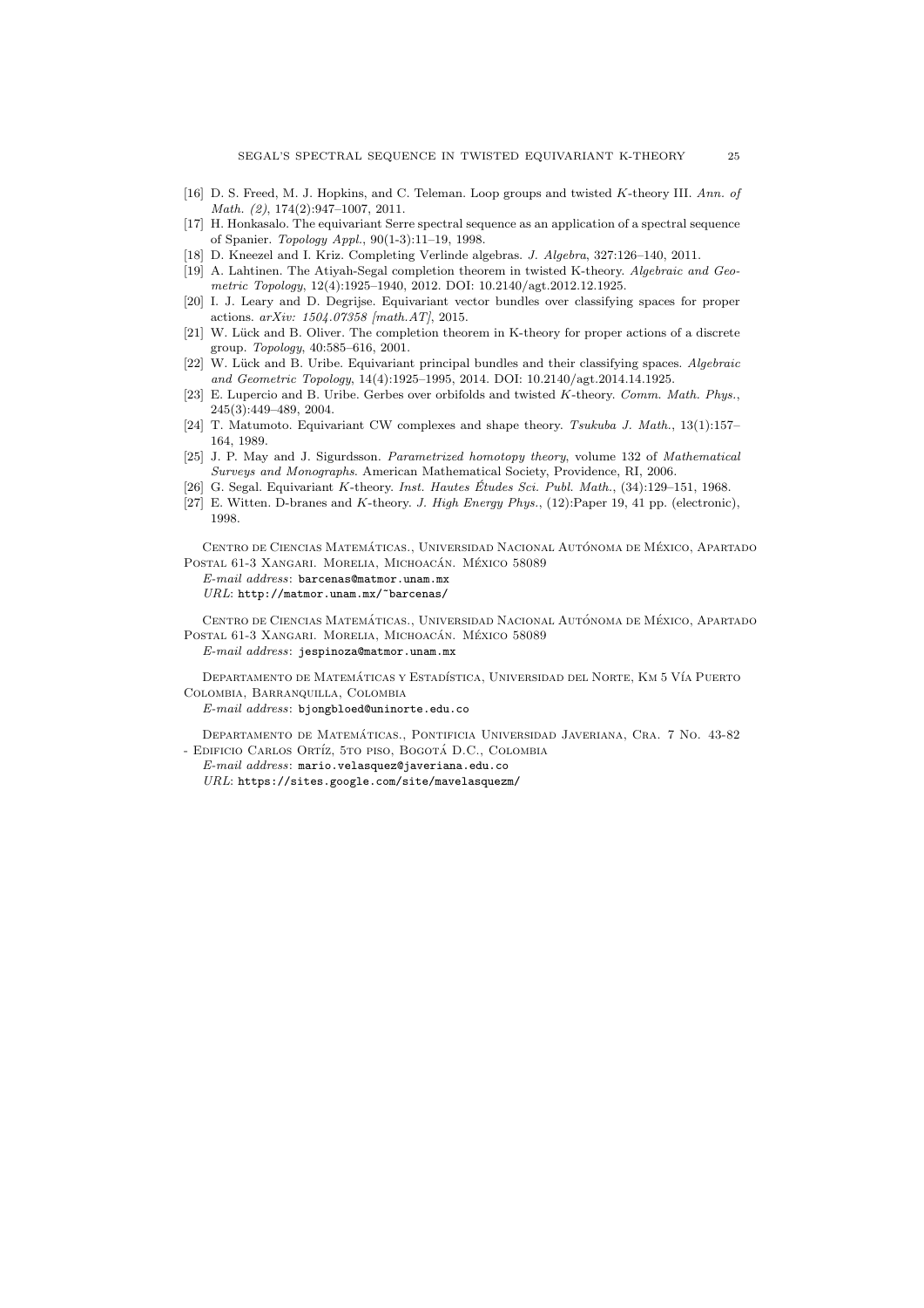[16] D. S. Freed, M. J. Hopkins, and C. Teleman. Loop groups and twisted $K$-theory III. *Ann. of Math. (2)*, 174(2):947–1007, 2011.

[17] H. Honkasalo. The equivariant Serre spectral sequence as an application of a spectral sequence of Spanier. *Topology Appl.*, 90(1-3):11–19, 1998.

[18] D. Kneezel and I. Kriz. Completing Verlinde algebras. *J. Algebra*, 327:126–140, 2011.

[19] A. Lahtinen. The Atiyah-Segal completion theorem in twisted K-theory. *Algebraic and Geometric Topology*, 12(4):1925–1940, 2012. DOI: 10.2140/agt.2012.12.1925.

[20] I. J. Leary and D. Degrijse. Equivariant vector bundles over classifying spaces for proper actions. *arXiv: 1504.07358 [math.AT]*, 2015.

[21] W. Lück and B. Oliver. The completion theorem in K-theory for proper actions of a discrete group. *Topology*, 40:585–616, 2001.

[22] W. Lück and B. Uribe. Equivariant principal bundles and their classifying spaces. *Algebraic and Geometric Topology*, 14(4):1925–1995, 2014. DOI: 10.2140/agt.2014.14.1925.

[23] E. Lupercio and B. Uribe. Gerbes over orbifolds and twisted $K$-theory. *Comm. Math. Phys.*, 245(3):449–489, 2004.

[24] T. Matumoto. Equivariant CW complexes and shape theory. *Tsukuba J. Math.*, 13(1):157–164, 1989.

[25] J. P. May and J. Sigurdsson. *Parametrized homotopy theory*, volume 132 of *Mathematical Surveys and Monographs*. American Mathematical Society, Providence, RI, 2006.

[26] G. Segal. Equivariant $K$-theory. *Inst. Hautes Études Sci. Publ. Math.*, (34):129–151, 1968.

[27] E. Witten. D-branes and $K$-theory. *J. High Energy Phys.*, (12):Paper 19, 41 pp. (electronic), 1998.

Centro de Ciencias Matemáticas., Universidad Nacional Autónoma de México, Apartado Postal 61-3 Xangari. Morelia, Michoacán. México 58089

*E-mail address*: barcenas@matmor.unam.mx

*URL*: http://matmor.unam.mx/~barcenas/

Centro de Ciencias Matemáticas., Universidad Nacional Autónoma de México, Apartado Postal 61-3 Xangari. Morelia, Michoacán. México 58089

*E-mail address*: jespinoza@matmor.unam.mx

Departamento de Matemáticas y Estadística, Universidad del Norte, Km 5 Vía Puerto Colombia, Barranquilla, Colombia

*E-mail address*: bjongbloed@uninorte.edu.co

Departamento de Matemáticas., Pontificia Universidad Javeriana, Cra. 7 No. 43-82 - Edificio Carlos Ortíz, 5to piso, Bogotá D.C., Colombia

*E-mail address*: mario.velasquez@javeriana.edu.co

*URL*: https://sites.google.com/site/mavelasquezm/